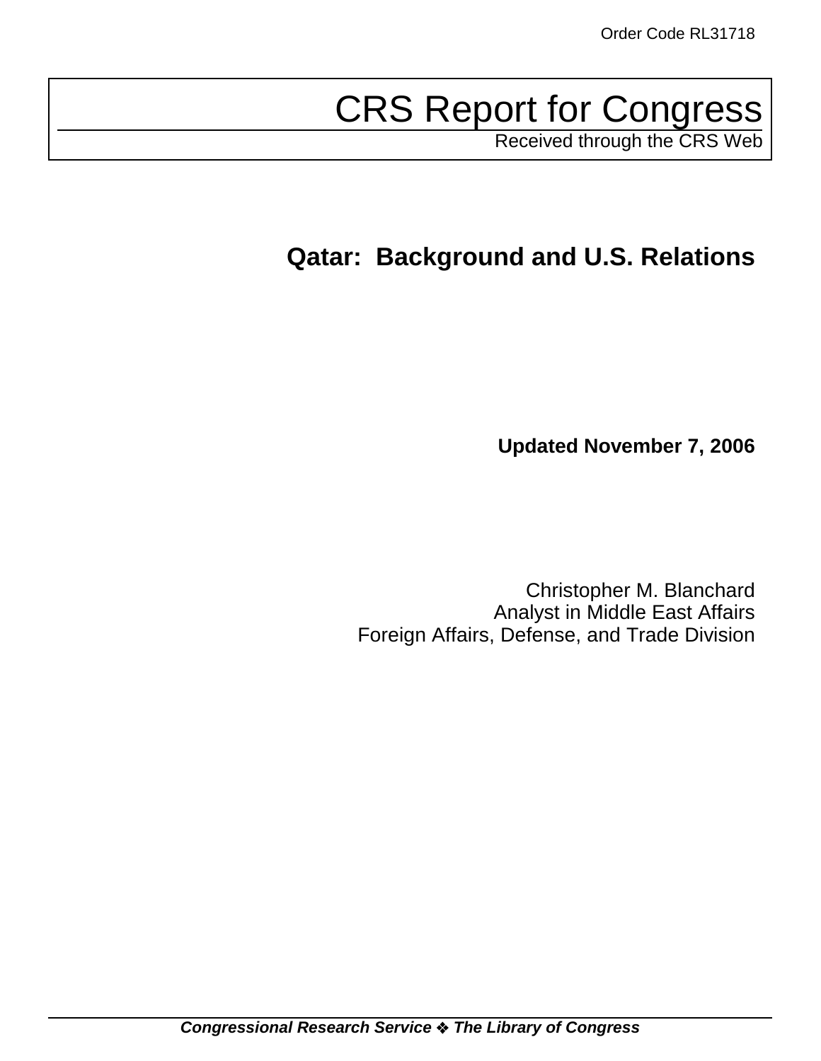Order Code RL31718

# CRS Report for Congress

Received through the CRS Web

## Qatar: Background and U.S. Relations

**Updated November 7, 2006**

Christopher M. Blanchard
Analyst in Middle East Affairs
Foreign Affairs, Defense, and Trade Division

***Congressional Research Service ❖ The Library of Congress***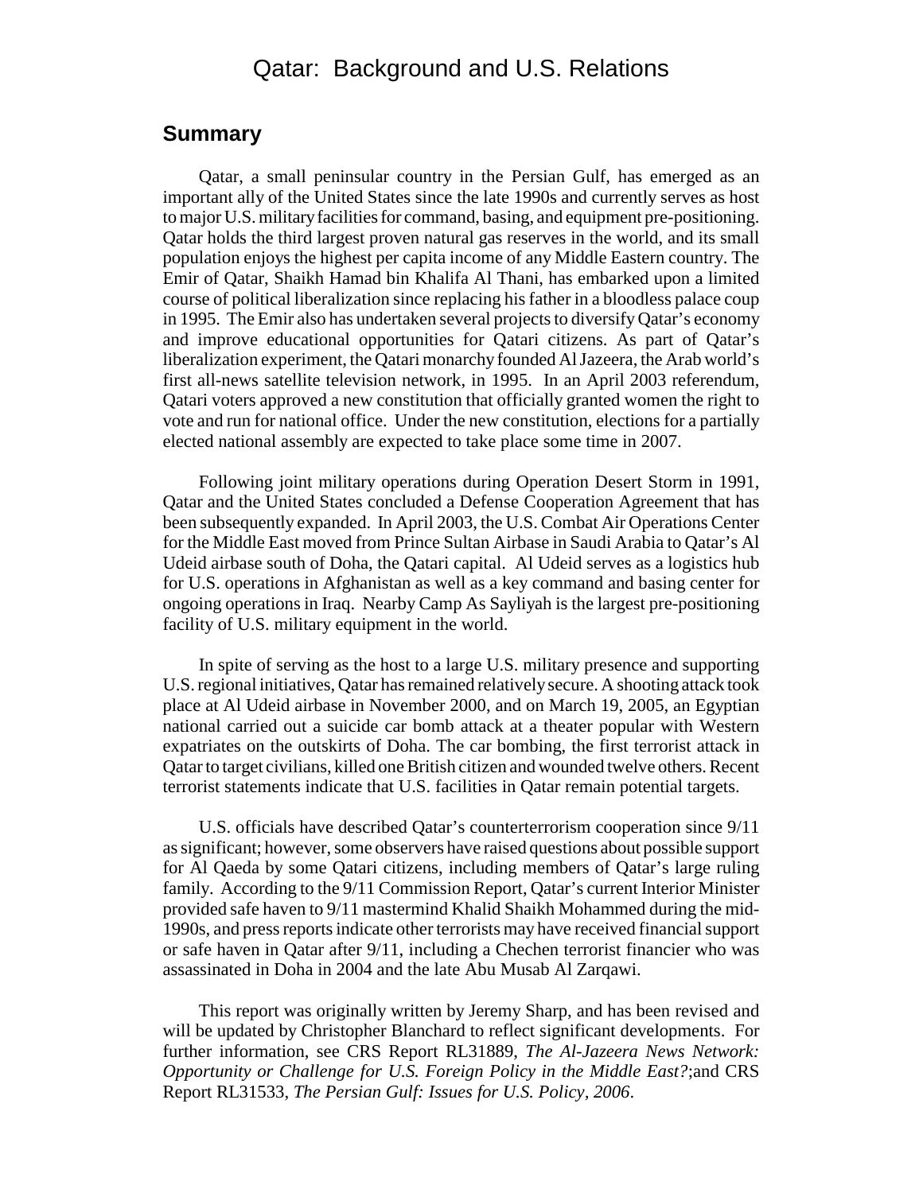# Qatar: Background and U.S. Relations

## Summary

Qatar, a small peninsular country in the Persian Gulf, has emerged as an important ally of the United States since the late 1990s and currently serves as host to major U.S. military facilities for command, basing, and equipment pre-positioning. Qatar holds the third largest proven natural gas reserves in the world, and its small population enjoys the highest per capita income of any Middle Eastern country. The Emir of Qatar, Shaikh Hamad bin Khalifa Al Thani, has embarked upon a limited course of political liberalization since replacing his father in a bloodless palace coup in 1995. The Emir also has undertaken several projects to diversify Qatar's economy and improve educational opportunities for Qatari citizens. As part of Qatar's liberalization experiment, the Qatari monarchy founded Al Jazeera, the Arab world's first all-news satellite television network, in 1995. In an April 2003 referendum, Qatari voters approved a new constitution that officially granted women the right to vote and run for national office. Under the new constitution, elections for a partially elected national assembly are expected to take place some time in 2007.

Following joint military operations during Operation Desert Storm in 1991, Qatar and the United States concluded a Defense Cooperation Agreement that has been subsequently expanded. In April 2003, the U.S. Combat Air Operations Center for the Middle East moved from Prince Sultan Airbase in Saudi Arabia to Qatar's Al Udeid airbase south of Doha, the Qatari capital. Al Udeid serves as a logistics hub for U.S. operations in Afghanistan as well as a key command and basing center for ongoing operations in Iraq. Nearby Camp As Sayliyah is the largest pre-positioning facility of U.S. military equipment in the world.

In spite of serving as the host to a large U.S. military presence and supporting U.S. regional initiatives, Qatar has remained relatively secure. A shooting attack took place at Al Udeid airbase in November 2000, and on March 19, 2005, an Egyptian national carried out a suicide car bomb attack at a theater popular with Western expatriates on the outskirts of Doha. The car bombing, the first terrorist attack in Qatar to target civilians, killed one British citizen and wounded twelve others. Recent terrorist statements indicate that U.S. facilities in Qatar remain potential targets.

U.S. officials have described Qatar's counterterrorism cooperation since 9/11 as significant; however, some observers have raised questions about possible support for Al Qaeda by some Qatari citizens, including members of Qatar's large ruling family. According to the 9/11 Commission Report, Qatar's current Interior Minister provided safe haven to 9/11 mastermind Khalid Shaikh Mohammed during the mid-1990s, and press reports indicate other terrorists may have received financial support or safe haven in Qatar after 9/11, including a Chechen terrorist financier who was assassinated in Doha in 2004 and the late Abu Musab Al Zarqawi.

This report was originally written by Jeremy Sharp, and has been revised and will be updated by Christopher Blanchard to reflect significant developments. For further information, see CRS Report RL31889, *The Al-Jazeera News Network: Opportunity or Challenge for U.S. Foreign Policy in the Middle East?*;and CRS Report RL31533, *The Persian Gulf: Issues for U.S. Policy, 2006*.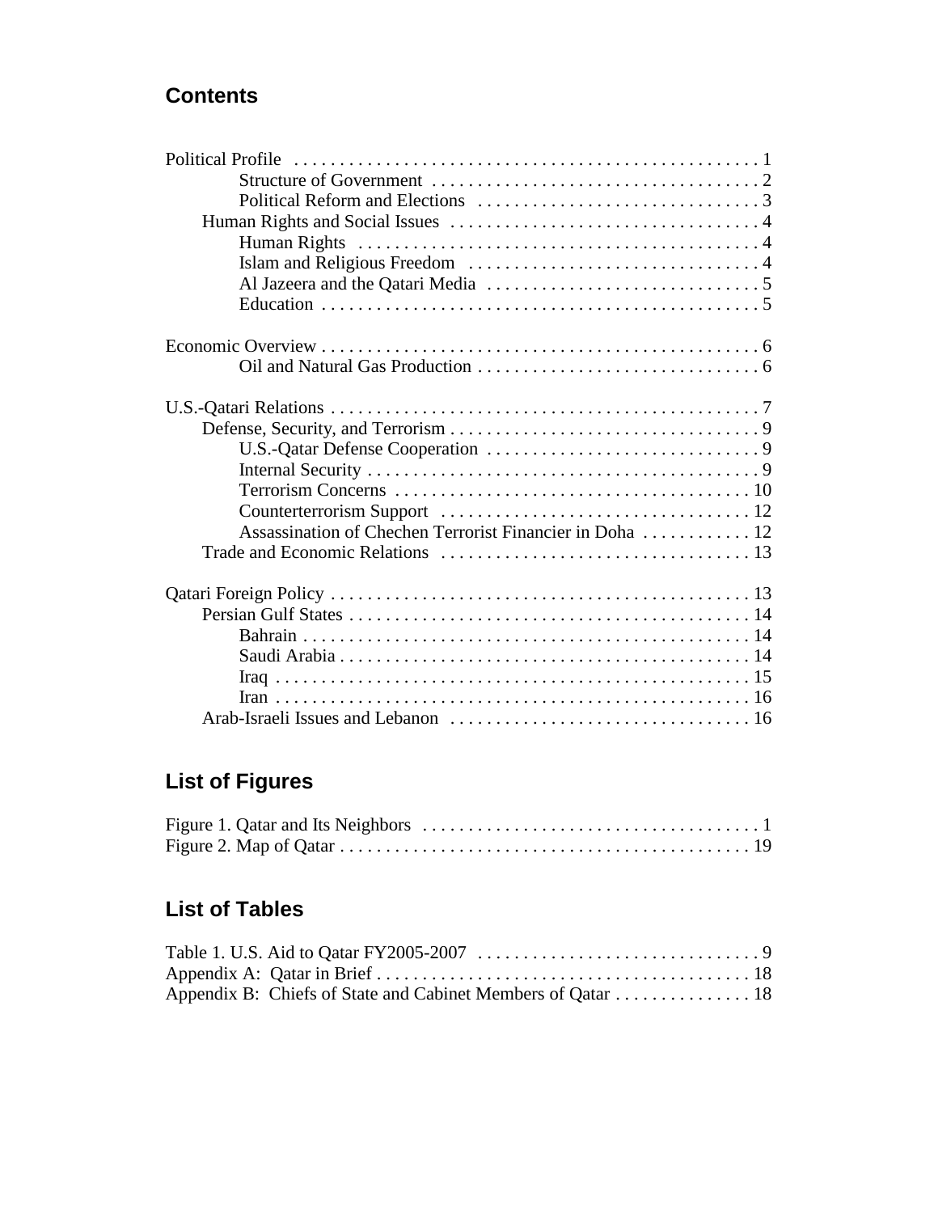## Contents

Political Profile . . . . . . . . . . . . . . . . . . . . . . . . . . . . . . . . . . . . . . . . . . . . . . . . . . 1
- Structure of Government . . . . . . . . . . . . . . . . . . . . . . . . . . . . . . . . . . . . 2
- Political Reform and Elections . . . . . . . . . . . . . . . . . . . . . . . . . . . . . . . 3

Human Rights and Social Issues . . . . . . . . . . . . . . . . . . . . . . . . . . . . . . . . . . 4
- Human Rights . . . . . . . . . . . . . . . . . . . . . . . . . . . . . . . . . . . . . . . . . . . 4
- Islam and Religious Freedom . . . . . . . . . . . . . . . . . . . . . . . . . . . . . . . 4
- Al Jazeera and the Qatari Media . . . . . . . . . . . . . . . . . . . . . . . . . . . . . 5
- Education . . . . . . . . . . . . . . . . . . . . . . . . . . . . . . . . . . . . . . . . . . . . . . . . 5

Economic Overview . . . . . . . . . . . . . . . . . . . . . . . . . . . . . . . . . . . . . . . . . . . . . . . . 6
- Oil and Natural Gas Production . . . . . . . . . . . . . . . . . . . . . . . . . . . . . . . 6

U.S.-Qatari Relations . . . . . . . . . . . . . . . . . . . . . . . . . . . . . . . . . . . . . . . . . . . . . . . 7

Defense, Security, and Terrorism . . . . . . . . . . . . . . . . . . . . . . . . . . . . . . . . . . 9
- U.S.-Qatar Defense Cooperation . . . . . . . . . . . . . . . . . . . . . . . . . . . . . . 9
- Internal Security . . . . . . . . . . . . . . . . . . . . . . . . . . . . . . . . . . . . . . . . . . . 9
- Terrorism Concerns . . . . . . . . . . . . . . . . . . . . . . . . . . . . . . . . . . . . . . . 10
- Counterterrorism Support . . . . . . . . . . . . . . . . . . . . . . . . . . . . . . . . . . 12
- Assassination of Chechen Terrorist Financier in Doha . . . . . . . . . . . . 12

Trade and Economic Relations . . . . . . . . . . . . . . . . . . . . . . . . . . . . . . . . . . 13

Qatari Foreign Policy . . . . . . . . . . . . . . . . . . . . . . . . . . . . . . . . . . . . . . . . . . . . . . 13

Persian Gulf States . . . . . . . . . . . . . . . . . . . . . . . . . . . . . . . . . . . . . . . . . . . . 14
- Bahrain . . . . . . . . . . . . . . . . . . . . . . . . . . . . . . . . . . . . . . . . . . . . . . . . . 14
- Saudi Arabia . . . . . . . . . . . . . . . . . . . . . . . . . . . . . . . . . . . . . . . . . . . . . 14
- Iraq . . . . . . . . . . . . . . . . . . . . . . . . . . . . . . . . . . . . . . . . . . . . . . . . . . . . 15
- Iran . . . . . . . . . . . . . . . . . . . . . . . . . . . . . . . . . . . . . . . . . . . . . . . . . . . . 16

Arab-Israeli Issues and Lebanon . . . . . . . . . . . . . . . . . . . . . . . . . . . . . . . . . 16

## List of Figures

Figure 1. Qatar and Its Neighbors . . . . . . . . . . . . . . . . . . . . . . . . . . . . . . . . . . . . . 1
Figure 2. Map of Qatar . . . . . . . . . . . . . . . . . . . . . . . . . . . . . . . . . . . . . . . . . . . . . 19

## List of Tables

Table 1. U.S. Aid to Qatar FY2005-2007 . . . . . . . . . . . . . . . . . . . . . . . . . . . . . . . 9
Appendix A: Qatar in Brief . . . . . . . . . . . . . . . . . . . . . . . . . . . . . . . . . . . . . . . . . 18
Appendix B: Chiefs of State and Cabinet Members of Qatar . . . . . . . . . . . . . . . 18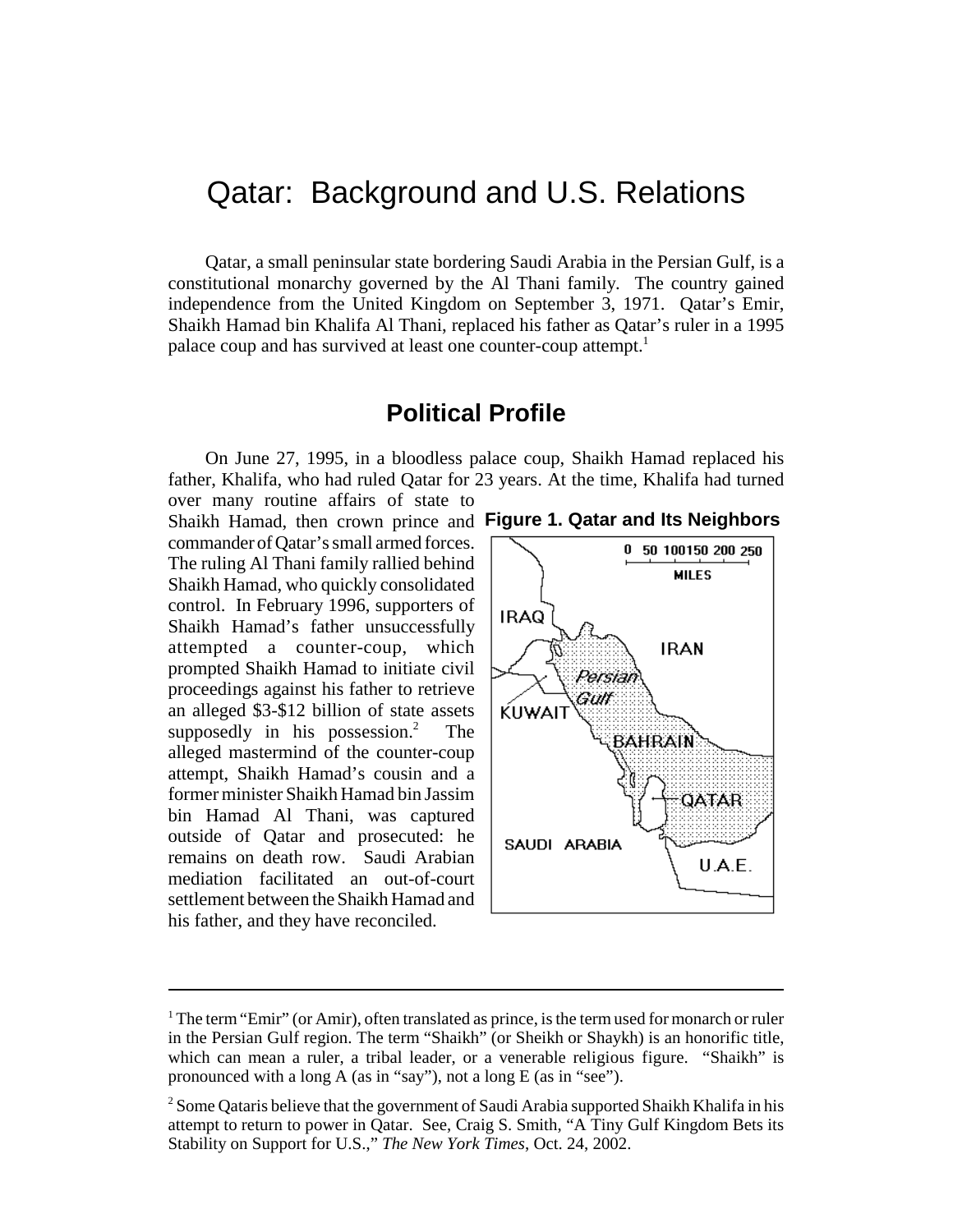# Qatar: Background and U.S. Relations

Qatar, a small peninsular state bordering Saudi Arabia in the Persian Gulf, is a constitutional monarchy governed by the Al Thani family. The country gained independence from the United Kingdom on September 3, 1971. Qatar's Emir, Shaikh Hamad bin Khalifa Al Thani, replaced his father as Qatar's ruler in a 1995 palace coup and has survived at least one counter-coup attempt.[1]

## Political Profile

On June 27, 1995, in a bloodless palace coup, Shaikh Hamad replaced his father, Khalifa, who had ruled Qatar for 23 years. At the time, Khalifa had turned over many routine affairs of state to Shaikh Hamad, then crown prince and commander of Qatar's small armed forces. The ruling Al Thani family rallied behind Shaikh Hamad, who quickly consolidated control. In February 1996, supporters of Shaikh Hamad's father unsuccessfully attempted a counter-coup, which prompted Shaikh Hamad to initiate civil proceedings against his father to retrieve an alleged $3-$12 billion of state assets supposedly in his possession.[2] The alleged mastermind of the counter-coup attempt, Shaikh Hamad's cousin and a former minister Shaikh Hamad bin Jassim bin Hamad Al Thani, was captured outside of Qatar and prosecuted: he remains on death row. Saudi Arabian mediation facilitated an out-of-court settlement between the Shaikh Hamad and his father, and they have reconciled.

**Figure 1. Qatar and Its Neighbors**

---

[1] The term "Emir" (or Amir), often translated as prince, is the term used for monarch or ruler in the Persian Gulf region. The term "Shaikh" (or Sheikh or Shaykh) is an honorific title, which can mean a ruler, a tribal leader, or a venerable religious figure. "Shaikh" is pronounced with a long A (as in "say"), not a long E (as in "see").

[2] Some Qataris believe that the government of Saudi Arabia supported Shaikh Khalifa in his attempt to return to power in Qatar. See, Craig S. Smith, "A Tiny Gulf Kingdom Bets its Stability on Support for U.S.," *The New York Times*, Oct. 24, 2002.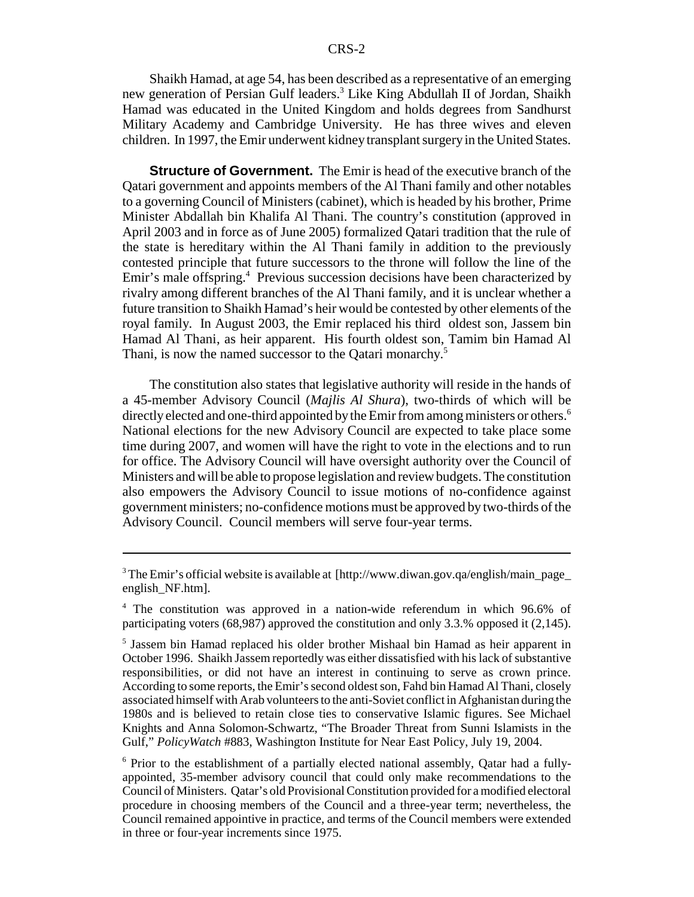Shaikh Hamad, at age 54, has been described as a representative of an emerging new generation of Persian Gulf leaders.[3] Like King Abdullah II of Jordan, Shaikh Hamad was educated in the United Kingdom and holds degrees from Sandhurst Military Academy and Cambridge University. He has three wives and eleven children. In 1997, the Emir underwent kidney transplant surgery in the United States.

**Structure of Government.** The Emir is head of the executive branch of the Qatari government and appoints members of the Al Thani family and other notables to a governing Council of Ministers (cabinet), which is headed by his brother, Prime Minister Abdallah bin Khalifa Al Thani. The country's constitution (approved in April 2003 and in force as of June 2005) formalized Qatari tradition that the rule of the state is hereditary within the Al Thani family in addition to the previously contested principle that future successors to the throne will follow the line of the Emir's male offspring.[4] Previous succession decisions have been characterized by rivalry among different branches of the Al Thani family, and it is unclear whether a future transition to Shaikh Hamad's heir would be contested by other elements of the royal family. In August 2003, the Emir replaced his third oldest son, Jassem bin Hamad Al Thani, as heir apparent. His fourth oldest son, Tamim bin Hamad Al Thani, is now the named successor to the Qatari monarchy.[5]

The constitution also states that legislative authority will reside in the hands of a 45-member Advisory Council (*Majlis Al Shura*), two-thirds of which will be directly elected and one-third appointed by the Emir from among ministers or others.[6] National elections for the new Advisory Council are expected to take place some time during 2007, and women will have the right to vote in the elections and to run for office. The Advisory Council will have oversight authority over the Council of Ministers and will be able to propose legislation and review budgets. The constitution also empowers the Advisory Council to issue motions of no-confidence against government ministers; no-confidence motions must be approved by two-thirds of the Advisory Council. Council members will serve four-year terms.

---

[3] The Emir's official website is available at [http://www.diwan.gov.qa/english/main_page_english_NF.htm].

[4] The constitution was approved in a nation-wide referendum in which 96.6% of participating voters (68,987) approved the constitution and only 3.3.% opposed it (2,145).

[5] Jassem bin Hamad replaced his older brother Mishaal bin Hamad as heir apparent in October 1996. Shaikh Jassem reportedly was either dissatisfied with his lack of substantive responsibilities, or did not have an interest in continuing to serve as crown prince. According to some reports, the Emir's second oldest son, Fahd bin Hamad Al Thani, closely associated himself with Arab volunteers to the anti-Soviet conflict in Afghanistan during the 1980s and is believed to retain close ties to conservative Islamic figures. See Michael Knights and Anna Solomon-Schwartz, "The Broader Threat from Sunni Islamists in the Gulf," *PolicyWatch* #883, Washington Institute for Near East Policy, July 19, 2004.

[6] Prior to the establishment of a partially elected national assembly, Qatar had a fully-appointed, 35-member advisory council that could only make recommendations to the Council of Ministers. Qatar's old Provisional Constitution provided for a modified electoral procedure in choosing members of the Council and a three-year term; nevertheless, the Council remained appointive in practice, and terms of the Council members were extended in three or four-year increments since 1975.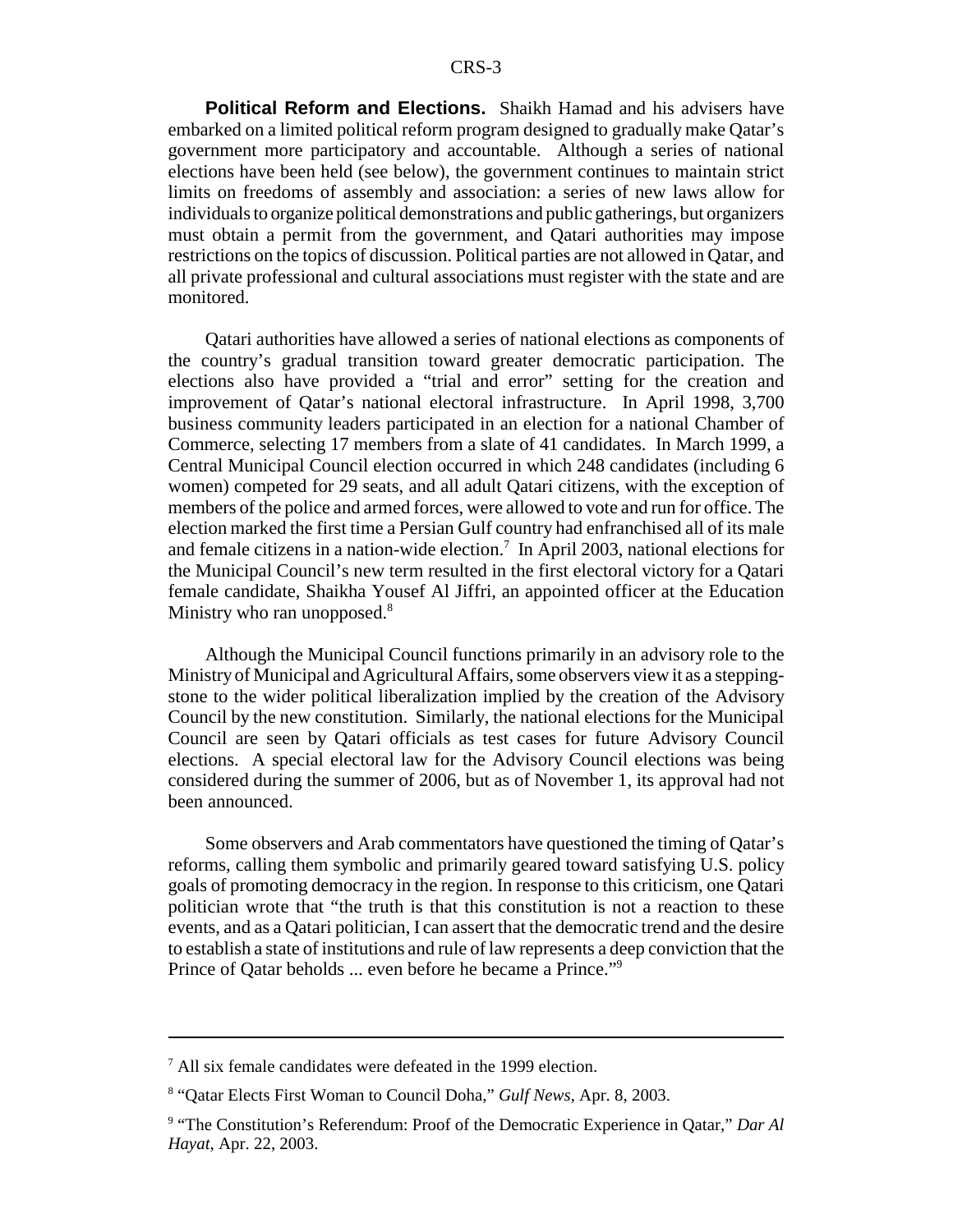**Political Reform and Elections.** Shaikh Hamad and his advisers have embarked on a limited political reform program designed to gradually make Qatar's government more participatory and accountable. Although a series of national elections have been held (see below), the government continues to maintain strict limits on freedoms of assembly and association: a series of new laws allow for individuals to organize political demonstrations and public gatherings, but organizers must obtain a permit from the government, and Qatari authorities may impose restrictions on the topics of discussion. Political parties are not allowed in Qatar, and all private professional and cultural associations must register with the state and are monitored.

Qatari authorities have allowed a series of national elections as components of the country's gradual transition toward greater democratic participation. The elections also have provided a "trial and error" setting for the creation and improvement of Qatar's national electoral infrastructure. In April 1998, 3,700 business community leaders participated in an election for a national Chamber of Commerce, selecting 17 members from a slate of 41 candidates. In March 1999, a Central Municipal Council election occurred in which 248 candidates (including 6 women) competed for 29 seats, and all adult Qatari citizens, with the exception of members of the police and armed forces, were allowed to vote and run for office. The election marked the first time a Persian Gulf country had enfranchised all of its male and female citizens in a nation-wide election.[7] In April 2003, national elections for the Municipal Council's new term resulted in the first electoral victory for a Qatari female candidate, Shaikha Yousef Al Jiffri, an appointed officer at the Education Ministry who ran unopposed.[8]

Although the Municipal Council functions primarily in an advisory role to the Ministry of Municipal and Agricultural Affairs, some observers view it as a stepping-stone to the wider political liberalization implied by the creation of the Advisory Council by the new constitution. Similarly, the national elections for the Municipal Council are seen by Qatari officials as test cases for future Advisory Council elections. A special electoral law for the Advisory Council elections was being considered during the summer of 2006, but as of November 1, its approval had not been announced.

Some observers and Arab commentators have questioned the timing of Qatar's reforms, calling them symbolic and primarily geared toward satisfying U.S. policy goals of promoting democracy in the region. In response to this criticism, one Qatari politician wrote that "the truth is that this constitution is not a reaction to these events, and as a Qatari politician, I can assert that the democratic trend and the desire to establish a state of institutions and rule of law represents a deep conviction that the Prince of Qatar beholds ... even before he became a Prince."[9]

---

[7] All six female candidates were defeated in the 1999 election.

[8] "Qatar Elects First Woman to Council Doha," *Gulf News*, Apr. 8, 2003.

[9] "The Constitution's Referendum: Proof of the Democratic Experience in Qatar," *Dar Al Hayat*, Apr. 22, 2003.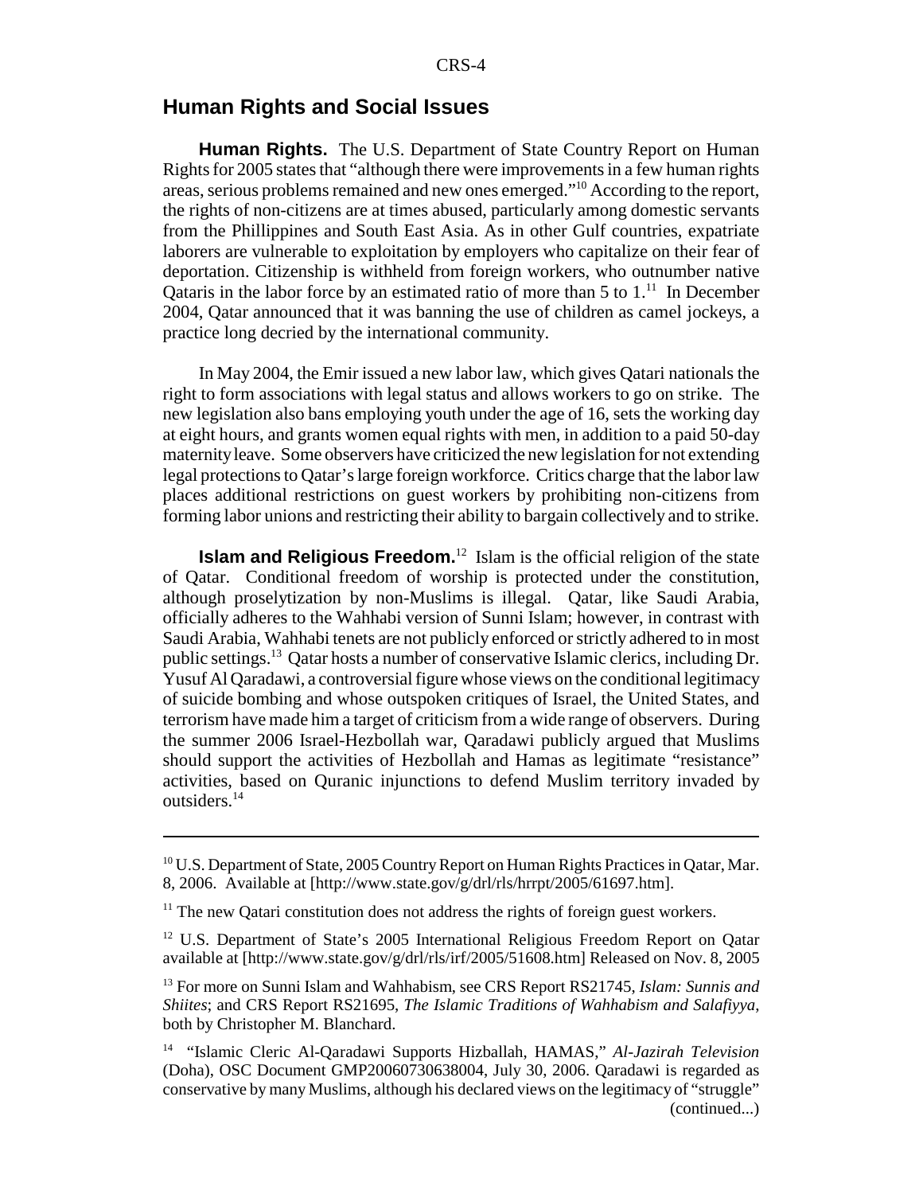## Human Rights and Social Issues

**Human Rights.** The U.S. Department of State Country Report on Human Rights for 2005 states that "although there were improvements in a few human rights areas, serious problems remained and new ones emerged."[10] According to the report, the rights of non-citizens are at times abused, particularly among domestic servants from the Phillippines and South East Asia. As in other Gulf countries, expatriate laborers are vulnerable to exploitation by employers who capitalize on their fear of deportation. Citizenship is withheld from foreign workers, who outnumber native Qataris in the labor force by an estimated ratio of more than 5 to 1.[11] In December 2004, Qatar announced that it was banning the use of children as camel jockeys, a practice long decried by the international community.

In May 2004, the Emir issued a new labor law, which gives Qatari nationals the right to form associations with legal status and allows workers to go on strike. The new legislation also bans employing youth under the age of 16, sets the working day at eight hours, and grants women equal rights with men, in addition to a paid 50-day maternity leave. Some observers have criticized the new legislation for not extending legal protections to Qatar's large foreign workforce. Critics charge that the labor law places additional restrictions on guest workers by prohibiting non-citizens from forming labor unions and restricting their ability to bargain collectively and to strike.

**Islam and Religious Freedom.**[12] Islam is the official religion of the state of Qatar. Conditional freedom of worship is protected under the constitution, although proselytization by non-Muslims is illegal. Qatar, like Saudi Arabia, officially adheres to the Wahhabi version of Sunni Islam; however, in contrast with Saudi Arabia, Wahhabi tenets are not publicly enforced or strictly adhered to in most public settings.[13] Qatar hosts a number of conservative Islamic clerics, including Dr. Yusuf Al Qaradawi, a controversial figure whose views on the conditional legitimacy of suicide bombing and whose outspoken critiques of Israel, the United States, and terrorism have made him a target of criticism from a wide range of observers. During the summer 2006 Israel-Hezbollah war, Qaradawi publicly argued that Muslims should support the activities of Hezbollah and Hamas as legitimate "resistance" activities, based on Quranic injunctions to defend Muslim territory invaded by outsiders.[14]

---

[10] U.S. Department of State, 2005 Country Report on Human Rights Practices in Qatar, Mar. 8, 2006. Available at [http://www.state.gov/g/drl/rls/hrrpt/2005/61697.htm].

[11] The new Qatari constitution does not address the rights of foreign guest workers.

[12] U.S. Department of State's 2005 International Religious Freedom Report on Qatar available at [http://www.state.gov/g/drl/rls/irf/2005/51608.htm] Released on Nov. 8, 2005

[13] For more on Sunni Islam and Wahhabism, see CRS Report RS21745, *Islam: Sunnis and Shiites*; and CRS Report RS21695, *The Islamic Traditions of Wahhabism and Salafiyya*, both by Christopher M. Blanchard.

[14] "Islamic Cleric Al-Qaradawi Supports Hizballah, HAMAS," *Al-Jazirah Television* (Doha), OSC Document GMP20060730638004, July 30, 2006. Qaradawi is regarded as conservative by many Muslims, although his declared views on the legitimacy of "struggle" (continued...)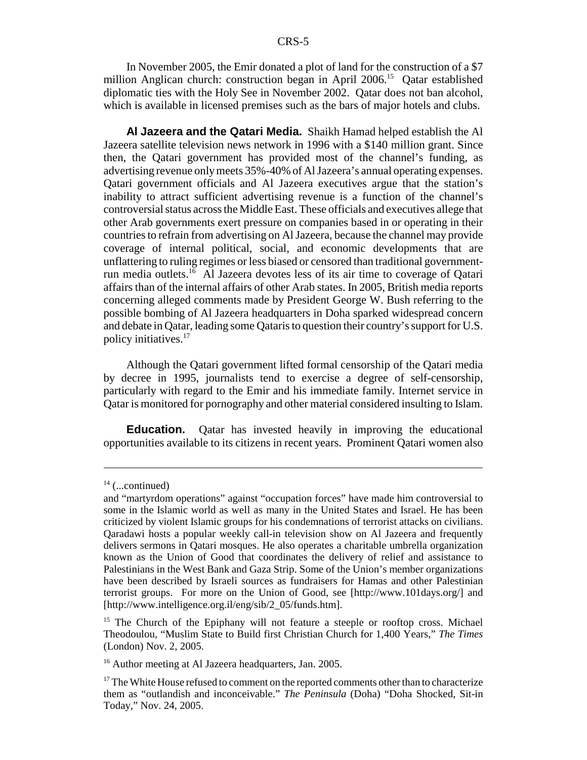In November 2005, the Emir donated a plot of land for the construction of a $7 million Anglican church: construction began in April 2006.[15] Qatar established diplomatic ties with the Holy See in November 2002. Qatar does not ban alcohol, which is available in licensed premises such as the bars of major hotels and clubs.

**Al Jazeera and the Qatari Media.** Shaikh Hamad helped establish the Al Jazeera satellite television news network in 1996 with a $140 million grant. Since then, the Qatari government has provided most of the channel's funding, as advertising revenue only meets 35%-40% of Al Jazeera's annual operating expenses. Qatari government officials and Al Jazeera executives argue that the station's inability to attract sufficient advertising revenue is a function of the channel's controversial status across the Middle East. These officials and executives allege that other Arab governments exert pressure on companies based in or operating in their countries to refrain from advertising on Al Jazeera, because the channel may provide coverage of internal political, social, and economic developments that are unflattering to ruling regimes or less biased or censored than traditional government-run media outlets.[16] Al Jazeera devotes less of its air time to coverage of Qatari affairs than of the internal affairs of other Arab states. In 2005, British media reports concerning alleged comments made by President George W. Bush referring to the possible bombing of Al Jazeera headquarters in Doha sparked widespread concern and debate in Qatar, leading some Qataris to question their country's support for U.S. policy initiatives.[17]

Although the Qatari government lifted formal censorship of the Qatari media by decree in 1995, journalists tend to exercise a degree of self-censorship, particularly with regard to the Emir and his immediate family. Internet service in Qatar is monitored for pornography and other material considered insulting to Islam.

**Education.** Qatar has invested heavily in improving the educational opportunities available to its citizens in recent years. Prominent Qatari women also

---

[14] (...continued)
and "martyrdom operations" against "occupation forces" have made him controversial to some in the Islamic world as well as many in the United States and Israel. He has been criticized by violent Islamic groups for his condemnations of terrorist attacks on civilians. Qaradawi hosts a popular weekly call-in television show on Al Jazeera and frequently delivers sermons in Qatari mosques. He also operates a charitable umbrella organization known as the Union of Good that coordinates the delivery of relief and assistance to Palestinians in the West Bank and Gaza Strip. Some of the Union's member organizations have been described by Israeli sources as fundraisers for Hamas and other Palestinian terrorist groups. For more on the Union of Good, see [http://www.101days.org/] and [http://www.intelligence.org.il/eng/sib/2_05/funds.htm].

[15] The Church of the Epiphany will not feature a steeple or rooftop cross. Michael Theodoulou, "Muslim State to Build first Christian Church for 1,400 Years," *The Times* (London) Nov. 2, 2005.

[16] Author meeting at Al Jazeera headquarters, Jan. 2005.

[17] The White House refused to comment on the reported comments other than to characterize them as "outlandish and inconceivable." *The Peninsula* (Doha) "Doha Shocked, Sit-in Today," Nov. 24, 2005.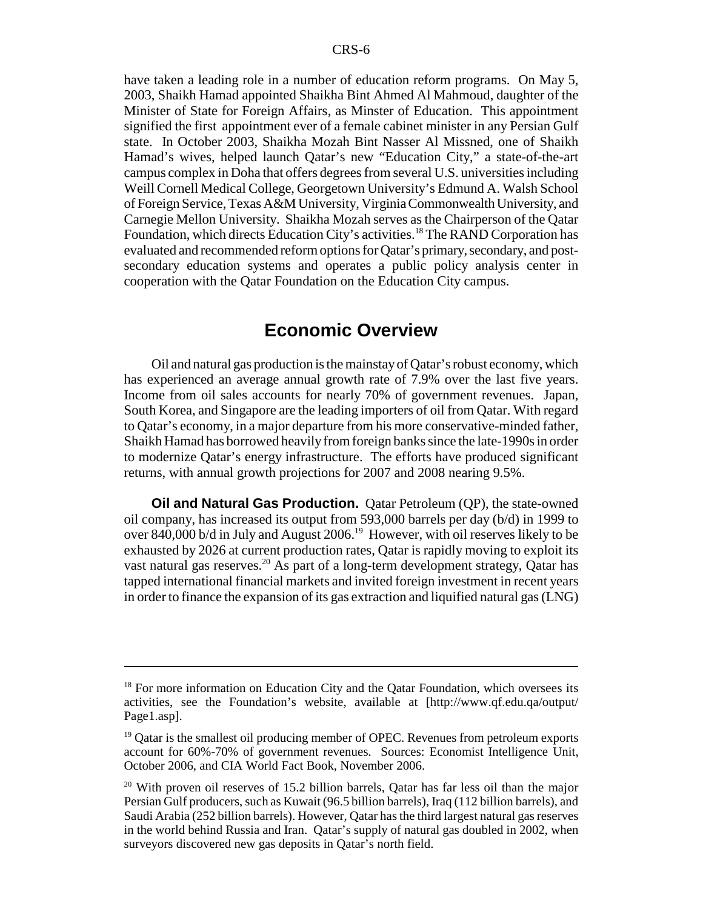have taken a leading role in a number of education reform programs. On May 5, 2003, Shaikh Hamad appointed Shaikha Bint Ahmed Al Mahmoud, daughter of the Minister of State for Foreign Affairs, as Minster of Education. This appointment signified the first appointment ever of a female cabinet minister in any Persian Gulf state. In October 2003, Shaikha Mozah Bint Nasser Al Missned, one of Shaikh Hamad's wives, helped launch Qatar's new "Education City," a state-of-the-art campus complex in Doha that offers degrees from several U.S. universities including Weill Cornell Medical College, Georgetown University's Edmund A. Walsh School of Foreign Service, Texas A&M University, Virginia Commonwealth University, and Carnegie Mellon University. Shaikha Mozah serves as the Chairperson of the Qatar Foundation, which directs Education City's activities.[18] The RAND Corporation has evaluated and recommended reform options for Qatar's primary, secondary, and post-secondary education systems and operates a public policy analysis center in cooperation with the Qatar Foundation on the Education City campus.

## Economic Overview

Oil and natural gas production is the mainstay of Qatar's robust economy, which has experienced an average annual growth rate of 7.9% over the last five years. Income from oil sales accounts for nearly 70% of government revenues. Japan, South Korea, and Singapore are the leading importers of oil from Qatar. With regard to Qatar's economy, in a major departure from his more conservative-minded father, Shaikh Hamad has borrowed heavily from foreign banks since the late-1990s in order to modernize Qatar's energy infrastructure. The efforts have produced significant returns, with annual growth projections for 2007 and 2008 nearing 9.5%.

**Oil and Natural Gas Production.** Qatar Petroleum (QP), the state-owned oil company, has increased its output from 593,000 barrels per day (b/d) in 1999 to over 840,000 b/d in July and August 2006.[19] However, with oil reserves likely to be exhausted by 2026 at current production rates, Qatar is rapidly moving to exploit its vast natural gas reserves.[20] As part of a long-term development strategy, Qatar has tapped international financial markets and invited foreign investment in recent years in order to finance the expansion of its gas extraction and liquified natural gas (LNG)

---

[18] For more information on Education City and the Qatar Foundation, which oversees its activities, see the Foundation's website, available at [http://www.qf.edu.qa/output/Page1.asp].

[19] Qatar is the smallest oil producing member of OPEC. Revenues from petroleum exports account for 60%-70% of government revenues. Sources: Economist Intelligence Unit, October 2006, and CIA World Fact Book, November 2006.

[20] With proven oil reserves of 15.2 billion barrels, Qatar has far less oil than the major Persian Gulf producers, such as Kuwait (96.5 billion barrels), Iraq (112 billion barrels), and Saudi Arabia (252 billion barrels). However, Qatar has the third largest natural gas reserves in the world behind Russia and Iran. Qatar's supply of natural gas doubled in 2002, when surveyors discovered new gas deposits in Qatar's north field.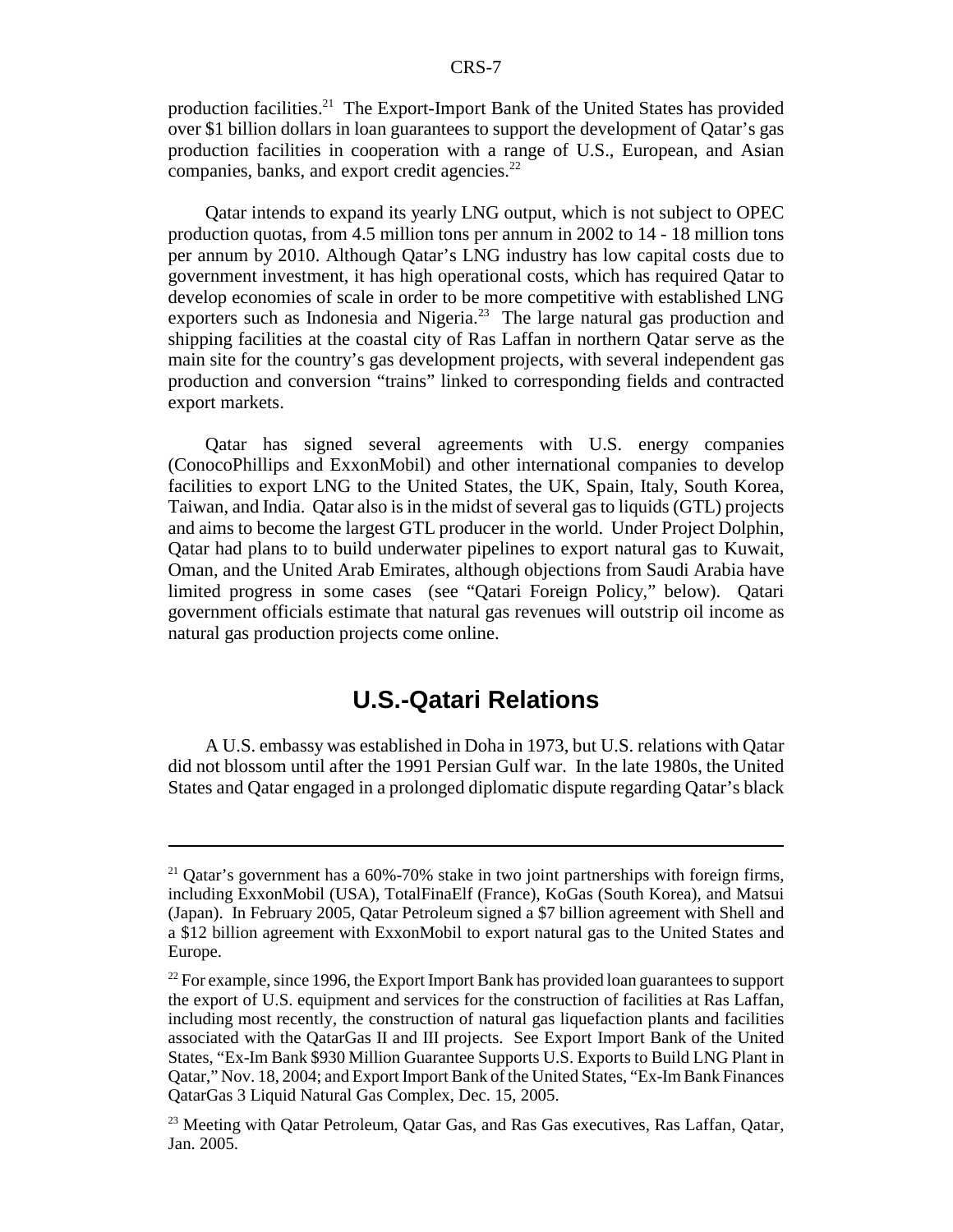production facilities.[21] The Export-Import Bank of the United States has provided over $1 billion dollars in loan guarantees to support the development of Qatar's gas production facilities in cooperation with a range of U.S., European, and Asian companies, banks, and export credit agencies.[22]

Qatar intends to expand its yearly LNG output, which is not subject to OPEC production quotas, from 4.5 million tons per annum in 2002 to 14 - 18 million tons per annum by 2010. Although Qatar's LNG industry has low capital costs due to government investment, it has high operational costs, which has required Qatar to develop economies of scale in order to be more competitive with established LNG exporters such as Indonesia and Nigeria.[23] The large natural gas production and shipping facilities at the coastal city of Ras Laffan in northern Qatar serve as the main site for the country's gas development projects, with several independent gas production and conversion "trains" linked to corresponding fields and contracted export markets.

Qatar has signed several agreements with U.S. energy companies (ConocoPhillips and ExxonMobil) and other international companies to develop facilities to export LNG to the United States, the UK, Spain, Italy, South Korea, Taiwan, and India. Qatar also is in the midst of several gas to liquids (GTL) projects and aims to become the largest GTL producer in the world. Under Project Dolphin, Qatar had plans to to build underwater pipelines to export natural gas to Kuwait, Oman, and the United Arab Emirates, although objections from Saudi Arabia have limited progress in some cases (see "Qatari Foreign Policy," below). Qatari government officials estimate that natural gas revenues will outstrip oil income as natural gas production projects come online.

## U.S.-Qatari Relations

A U.S. embassy was established in Doha in 1973, but U.S. relations with Qatar did not blossom until after the 1991 Persian Gulf war. In the late 1980s, the United States and Qatar engaged in a prolonged diplomatic dispute regarding Qatar's black

---

[21] Qatar's government has a 60%-70% stake in two joint partnerships with foreign firms, including ExxonMobil (USA), TotalFinaElf (France), KoGas (South Korea), and Matsui (Japan). In February 2005, Qatar Petroleum signed a $7 billion agreement with Shell and a $12 billion agreement with ExxonMobil to export natural gas to the United States and Europe.

[22] For example, since 1996, the Export Import Bank has provided loan guarantees to support the export of U.S. equipment and services for the construction of facilities at Ras Laffan, including most recently, the construction of natural gas liquefaction plants and facilities associated with the QatarGas II and III projects. See Export Import Bank of the United States, "Ex-Im Bank $930 Million Guarantee Supports U.S. Exports to Build LNG Plant in Qatar," Nov. 18, 2004; and Export Import Bank of the United States, "Ex-Im Bank Finances QatarGas 3 Liquid Natural Gas Complex, Dec. 15, 2005.

[23] Meeting with Qatar Petroleum, Qatar Gas, and Ras Gas executives, Ras Laffan, Qatar, Jan. 2005.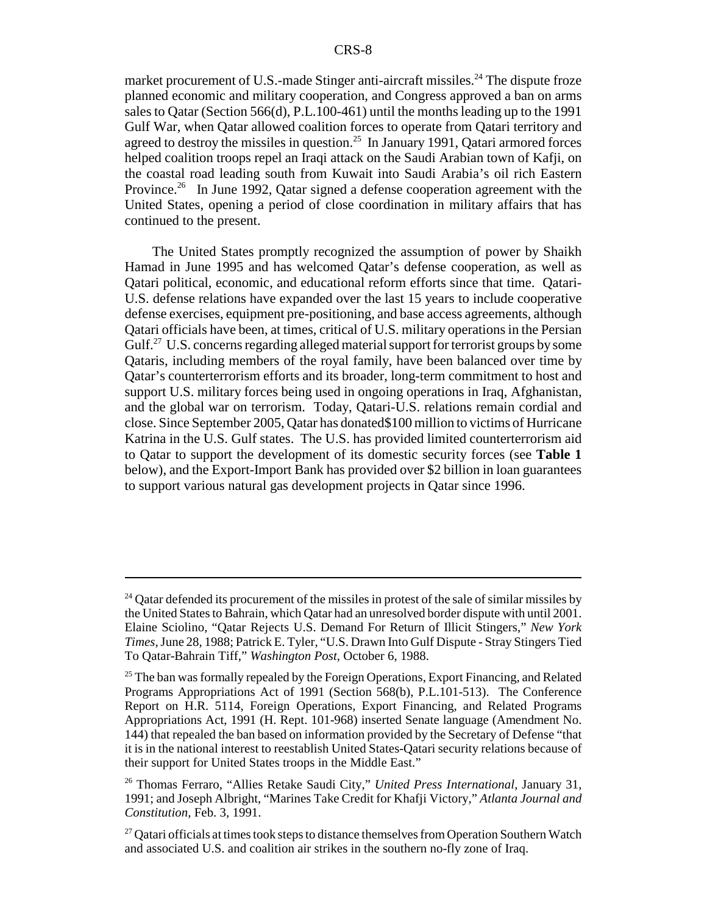market procurement of U.S.-made Stinger anti-aircraft missiles.[24] The dispute froze planned economic and military cooperation, and Congress approved a ban on arms sales to Qatar (Section 566(d), P.L.100-461) until the months leading up to the 1991 Gulf War, when Qatar allowed coalition forces to operate from Qatari territory and agreed to destroy the missiles in question.[25] In January 1991, Qatari armored forces helped coalition troops repel an Iraqi attack on the Saudi Arabian town of Kafji, on the coastal road leading south from Kuwait into Saudi Arabia's oil rich Eastern Province.[26] In June 1992, Qatar signed a defense cooperation agreement with the United States, opening a period of close coordination in military affairs that has continued to the present.

The United States promptly recognized the assumption of power by Shaikh Hamad in June 1995 and has welcomed Qatar's defense cooperation, as well as Qatari political, economic, and educational reform efforts since that time. Qatari-U.S. defense relations have expanded over the last 15 years to include cooperative defense exercises, equipment pre-positioning, and base access agreements, although Qatari officials have been, at times, critical of U.S. military operations in the Persian Gulf.[27] U.S. concerns regarding alleged material support for terrorist groups by some Qataris, including members of the royal family, have been balanced over time by Qatar's counterterrorism efforts and its broader, long-term commitment to host and support U.S. military forces being used in ongoing operations in Iraq, Afghanistan, and the global war on terrorism. Today, Qatari-U.S. relations remain cordial and close. Since September 2005, Qatar has donated$100 million to victims of Hurricane Katrina in the U.S. Gulf states. The U.S. has provided limited counterterrorism aid to Qatar to support the development of its domestic security forces (see **Table 1** below), and the Export-Import Bank has provided over $2 billion in loan guarantees to support various natural gas development projects in Qatar since 1996.

---

[24] Qatar defended its procurement of the missiles in protest of the sale of similar missiles by the United States to Bahrain, which Qatar had an unresolved border dispute with until 2001. Elaine Sciolino, "Qatar Rejects U.S. Demand For Return of Illicit Stingers," *New York Times*, June 28, 1988; Patrick E. Tyler, "U.S. Drawn Into Gulf Dispute - Stray Stingers Tied To Qatar-Bahrain Tiff," *Washington Post*, October 6, 1988.

[25] The ban was formally repealed by the Foreign Operations, Export Financing, and Related Programs Appropriations Act of 1991 (Section 568(b), P.L.101-513). The Conference Report on H.R. 5114, Foreign Operations, Export Financing, and Related Programs Appropriations Act, 1991 (H. Rept. 101-968) inserted Senate language (Amendment No. 144) that repealed the ban based on information provided by the Secretary of Defense "that it is in the national interest to reestablish United States-Qatari security relations because of their support for United States troops in the Middle East."

[26] Thomas Ferraro, "Allies Retake Saudi City," *United Press International*, January 31, 1991; and Joseph Albright, "Marines Take Credit for Khafji Victory," *Atlanta Journal and Constitution*, Feb. 3, 1991.

[27] Qatari officials at times took steps to distance themselves from Operation Southern Watch and associated U.S. and coalition air strikes in the southern no-fly zone of Iraq.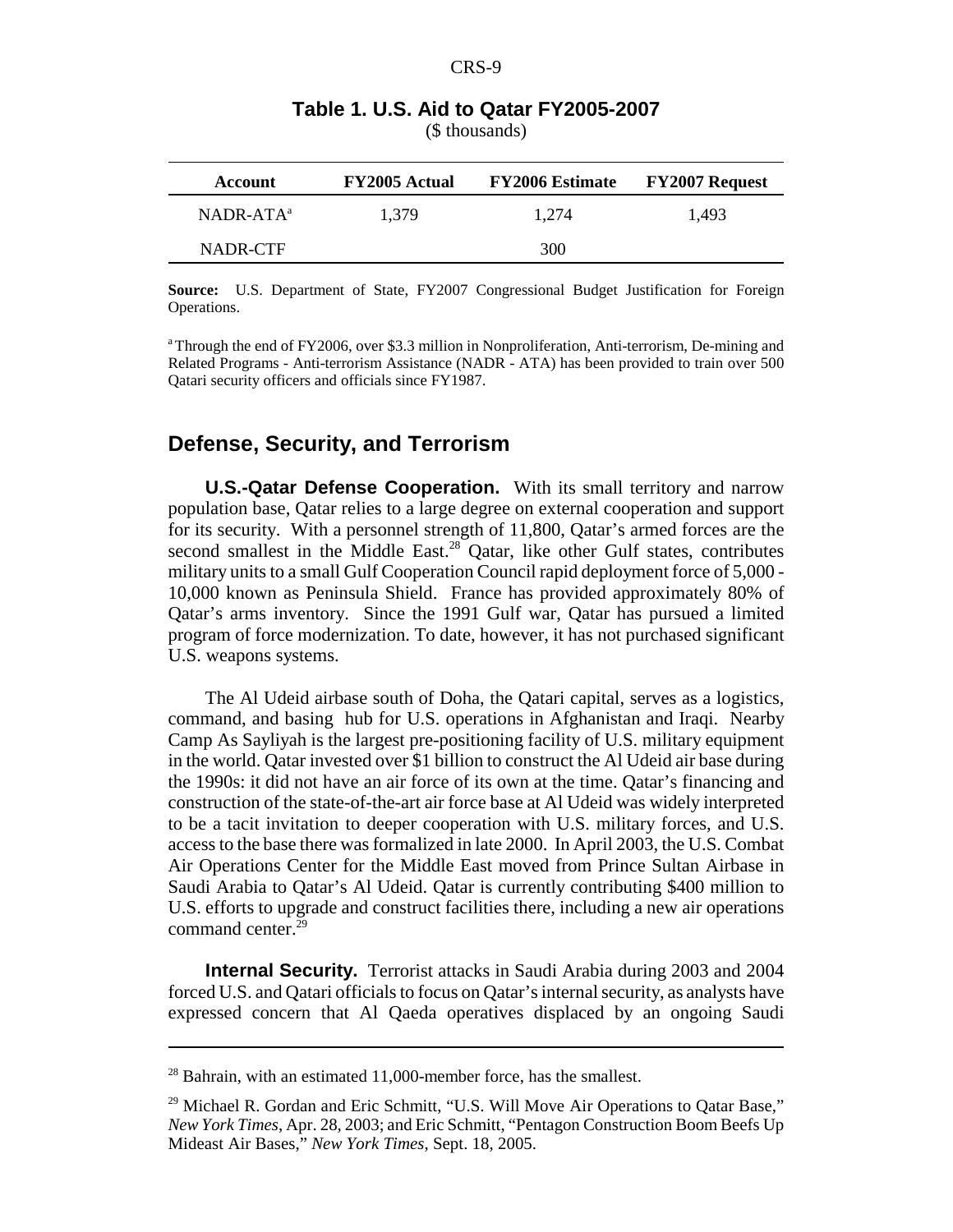**Table 1. U.S. Aid to Qatar FY2005-2007**

($ thousands)

| Account | FY2005 Actual | FY2006 Estimate | FY2007 Request |
|---|---|---|---|
| NADR-ATA[a] | 1,379 | 1,274 | 1,493 |
| NADR-CTF | | 300 | |

**Source:** U.S. Department of State, FY2007 Congressional Budget Justification for Foreign Operations.

[a] Through the end of FY2006, over $3.3 million in Nonproliferation, Anti-terrorism, De-mining and Related Programs - Anti-terrorism Assistance (NADR - ATA) has been provided to train over 500 Qatari security officers and officials since FY1987.

## Defense, Security, and Terrorism

**U.S.-Qatar Defense Cooperation.** With its small territory and narrow population base, Qatar relies to a large degree on external cooperation and support for its security. With a personnel strength of 11,800, Qatar's armed forces are the second smallest in the Middle East.[28] Qatar, like other Gulf states, contributes military units to a small Gulf Cooperation Council rapid deployment force of 5,000 - 10,000 known as Peninsula Shield. France has provided approximately 80% of Qatar's arms inventory. Since the 1991 Gulf war, Qatar has pursued a limited program of force modernization. To date, however, it has not purchased significant U.S. weapons systems.

The Al Udeid airbase south of Doha, the Qatari capital, serves as a logistics, command, and basing hub for U.S. operations in Afghanistan and Iraq. Nearby Camp As Sayliyah is the largest pre-positioning facility of U.S. military equipment in the world. Qatar invested over $1 billion to construct the Al Udeid air base during the 1990s: it did not have an air force of its own at the time. Qatar's financing and construction of the state-of-the-art air force base at Al Udeid was widely interpreted to be a tacit invitation to deeper cooperation with U.S. military forces, and U.S. access to the base there was formalized in late 2000. In April 2003, the U.S. Combat Air Operations Center for the Middle East moved from Prince Sultan Airbase in Saudi Arabia to Qatar's Al Udeid. Qatar is currently contributing $400 million to U.S. efforts to upgrade and construct facilities there, including a new air operations command center.[29]

**Internal Security.** Terrorist attacks in Saudi Arabia during 2003 and 2004 forced U.S. and Qatari officials to focus on Qatar's internal security, as analysts have expressed concern that Al Qaeda operatives displaced by an ongoing Saudi

[28] Bahrain, with an estimated 11,000-member force, has the smallest.

[29] Michael R. Gordan and Eric Schmitt, "U.S. Will Move Air Operations to Qatar Base," *New York Times*, Apr. 28, 2003; and Eric Schmitt, "Pentagon Construction Boom Beefs Up Mideast Air Bases," *New York Times*, Sept. 18, 2005.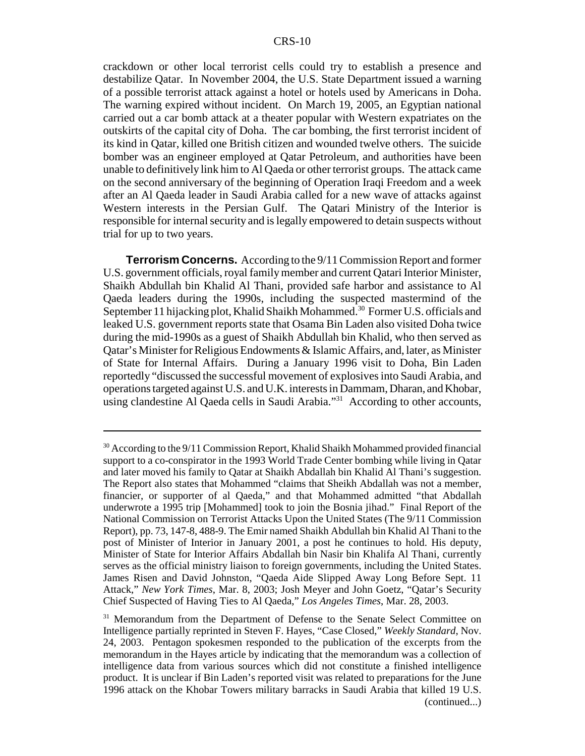crackdown or other local terrorist cells could try to establish a presence and destabilize Qatar. In November 2004, the U.S. State Department issued a warning of a possible terrorist attack against a hotel or hotels used by Americans in Doha. The warning expired without incident. On March 19, 2005, an Egyptian national carried out a car bomb attack at a theater popular with Western expatriates on the outskirts of the capital city of Doha. The car bombing, the first terrorist incident of its kind in Qatar, killed one British citizen and wounded twelve others. The suicide bomber was an engineer employed at Qatar Petroleum, and authorities have been unable to definitively link him to Al Qaeda or other terrorist groups. The attack came on the second anniversary of the beginning of Operation Iraqi Freedom and a week after an Al Qaeda leader in Saudi Arabia called for a new wave of attacks against Western interests in the Persian Gulf. The Qatari Ministry of the Interior is responsible for internal security and is legally empowered to detain suspects without trial for up to two years.

**Terrorism Concerns.** According to the 9/11 Commission Report and former U.S. government officials, royal family member and current Qatari Interior Minister, Shaikh Abdullah bin Khalid Al Thani, provided safe harbor and assistance to Al Qaeda leaders during the 1990s, including the suspected mastermind of the September 11 hijacking plot, Khalid Shaikh Mohammed.[30] Former U.S. officials and leaked U.S. government reports state that Osama Bin Laden also visited Doha twice during the mid-1990s as a guest of Shaikh Abdullah bin Khalid, who then served as Qatar's Minister for Religious Endowments & Islamic Affairs, and, later, as Minister of State for Internal Affairs. During a January 1996 visit to Doha, Bin Laden reportedly "discussed the successful movement of explosives into Saudi Arabia, and operations targeted against U.S. and U.K. interests in Dammam, Dharan, and Khobar, using clandestine Al Qaeda cells in Saudi Arabia."[31] According to other accounts,

---

[30] According to the 9/11 Commission Report, Khalid Shaikh Mohammed provided financial support to a co-conspirator in the 1993 World Trade Center bombing while living in Qatar and later moved his family to Qatar at Shaikh Abdallah bin Khalid Al Thani's suggestion. The Report also states that Mohammed "claims that Sheikh Abdallah was not a member, financier, or supporter of al Qaeda," and that Mohammed admitted "that Abdallah underwrote a 1995 trip [Mohammed] took to join the Bosnia jihad." Final Report of the National Commission on Terrorist Attacks Upon the United States (The 9/11 Commission Report), pp. 73, 147-8, 488-9. The Emir named Shaikh Abdullah bin Khalid Al Thani to the post of Minister of Interior in January 2001, a post he continues to hold. His deputy, Minister of State for Interior Affairs Abdallah bin Nasir bin Khalifa Al Thani, currently serves as the official ministry liaison to foreign governments, including the United States. James Risen and David Johnston, "Qaeda Aide Slipped Away Long Before Sept. 11 Attack," *New York Times*, Mar. 8, 2003; Josh Meyer and John Goetz, "Qatar's Security Chief Suspected of Having Ties to Al Qaeda," *Los Angeles Times*, Mar. 28, 2003.

[31] Memorandum from the Department of Defense to the Senate Select Committee on Intelligence partially reprinted in Steven F. Hayes, "Case Closed," *Weekly Standard*, Nov. 24, 2003. Pentagon spokesmen responded to the publication of the excerpts from the memorandum in the Hayes article by indicating that the memorandum was a collection of intelligence data from various sources which did not constitute a finished intelligence product. It is unclear if Bin Laden's reported visit was related to preparations for the June 1996 attack on the Khobar Towers military barracks in Saudi Arabia that killed 19 U.S. (continued...)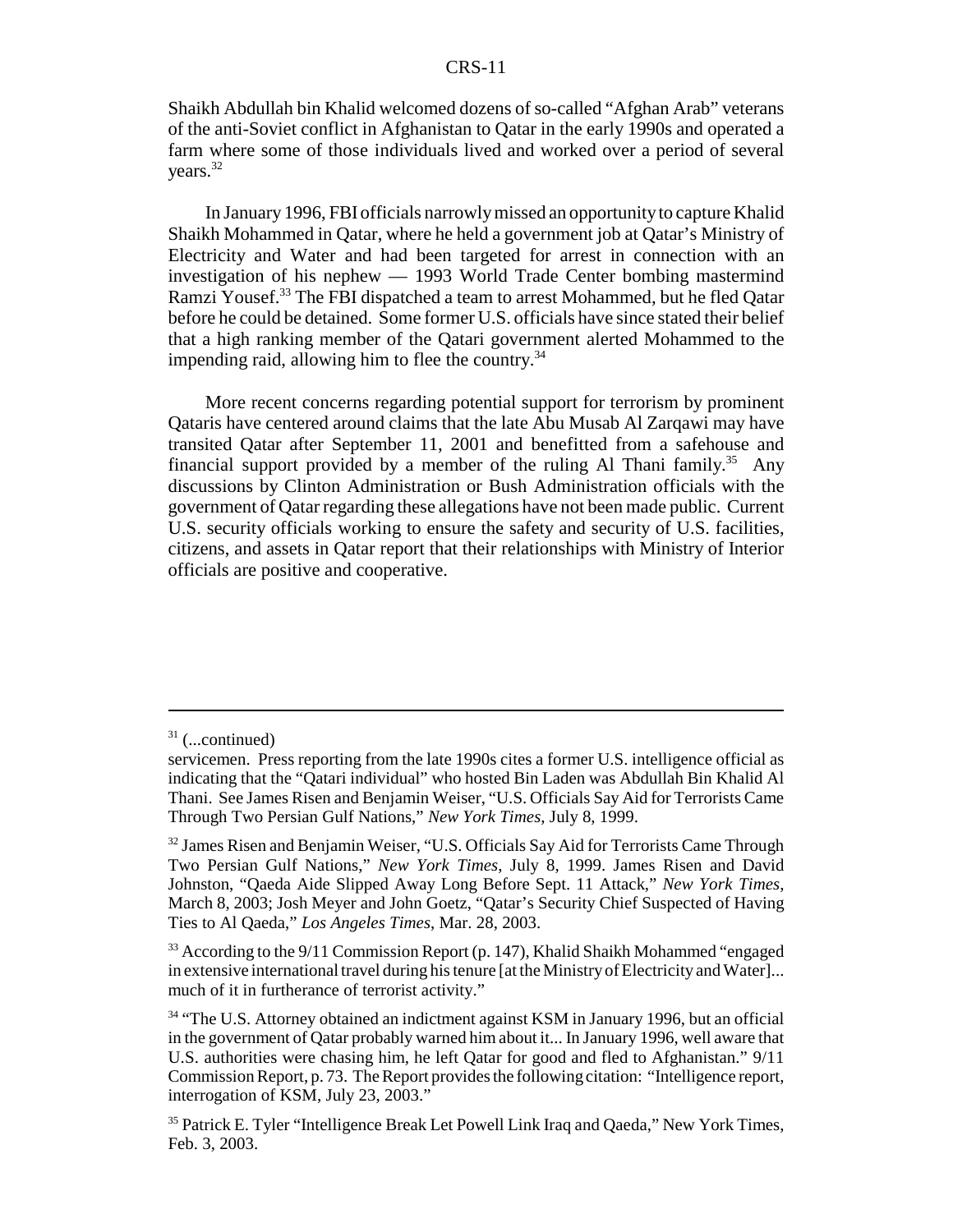Shaikh Abdullah bin Khalid welcomed dozens of so-called "Afghan Arab" veterans of the anti-Soviet conflict in Afghanistan to Qatar in the early 1990s and operated a farm where some of those individuals lived and worked over a period of several years.[32]

In January 1996, FBI officials narrowly missed an opportunity to capture Khalid Shaikh Mohammed in Qatar, where he held a government job at Qatar's Ministry of Electricity and Water and had been targeted for arrest in connection with an investigation of his nephew — 1993 World Trade Center bombing mastermind Ramzi Yousef.[33] The FBI dispatched a team to arrest Mohammed, but he fled Qatar before he could be detained. Some former U.S. officials have since stated their belief that a high ranking member of the Qatari government alerted Mohammed to the impending raid, allowing him to flee the country.[34]

More recent concerns regarding potential support for terrorism by prominent Qataris have centered around claims that the late Abu Musab Al Zarqawi may have transited Qatar after September 11, 2001 and benefitted from a safehouse and financial support provided by a member of the ruling Al Thani family.[35] Any discussions by Clinton Administration or Bush Administration officials with the government of Qatar regarding these allegations have not been made public. Current U.S. security officials working to ensure the safety and security of U.S. facilities, citizens, and assets in Qatar report that their relationships with Ministry of Interior officials are positive and cooperative.

---

[31] (...continued)

servicemen. Press reporting from the late 1990s cites a former U.S. intelligence official as indicating that the "Qatari individual" who hosted Bin Laden was Abdullah Bin Khalid Al Thani. See James Risen and Benjamin Weiser, "U.S. Officials Say Aid for Terrorists Came Through Two Persian Gulf Nations," *New York Times*, July 8, 1999.

[32] James Risen and Benjamin Weiser, "U.S. Officials Say Aid for Terrorists Came Through Two Persian Gulf Nations," *New York Times*, July 8, 1999. James Risen and David Johnston, "Qaeda Aide Slipped Away Long Before Sept. 11 Attack," *New York Times*, March 8, 2003; Josh Meyer and John Goetz, "Qatar's Security Chief Suspected of Having Ties to Al Qaeda," *Los Angeles Times*, Mar. 28, 2003.

[33] According to the 9/11 Commission Report (p. 147), Khalid Shaikh Mohammed "engaged in extensive international travel during his tenure [at the Ministry of Electricity and Water]... much of it in furtherance of terrorist activity."

[34] "The U.S. Attorney obtained an indictment against KSM in January 1996, but an official in the government of Qatar probably warned him about it... In January 1996, well aware that U.S. authorities were chasing him, he left Qatar for good and fled to Afghanistan." 9/11 Commission Report, p. 73. The Report provides the following citation: "Intelligence report, interrogation of KSM, July 23, 2003."

[35] Patrick E. Tyler "Intelligence Break Let Powell Link Iraq and Qaeda," New York Times, Feb. 3, 2003.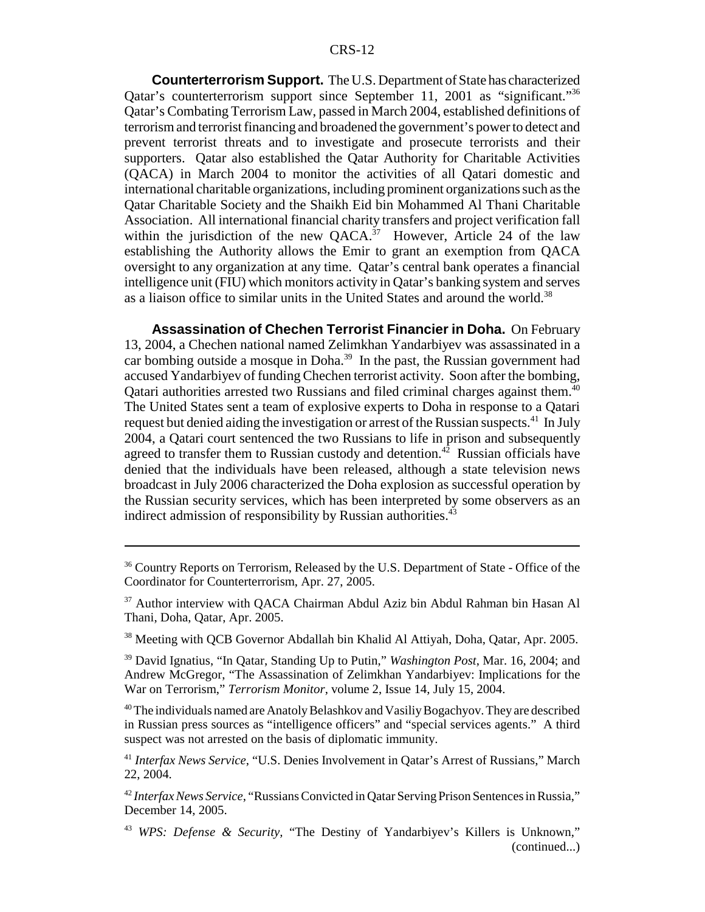**Counterterrorism Support.** The U.S. Department of State has characterized Qatar's counterterrorism support since September 11, 2001 as "significant."[36] Qatar's Combating Terrorism Law, passed in March 2004, established definitions of terrorism and terrorist financing and broadened the government's power to detect and prevent terrorist threats and to investigate and prosecute terrorists and their supporters. Qatar also established the Qatar Authority for Charitable Activities (QACA) in March 2004 to monitor the activities of all Qatari domestic and international charitable organizations, including prominent organizations such as the Qatar Charitable Society and the Shaikh Eid bin Mohammed Al Thani Charitable Association. All international financial charity transfers and project verification fall within the jurisdiction of the new QACA.[37] However, Article 24 of the law establishing the Authority allows the Emir to grant an exemption from QACA oversight to any organization at any time. Qatar's central bank operates a financial intelligence unit (FIU) which monitors activity in Qatar's banking system and serves as a liaison office to similar units in the United States and around the world.[38]

**Assassination of Chechen Terrorist Financier in Doha.** On February 13, 2004, a Chechen national named Zelimkhan Yandarbiyev was assassinated in a car bombing outside a mosque in Doha.[39] In the past, the Russian government had accused Yandarbiyev of funding Chechen terrorist activity. Soon after the bombing, Qatari authorities arrested two Russians and filed criminal charges against them.[40] The United States sent a team of explosive experts to Doha in response to a Qatari request but denied aiding the investigation or arrest of the Russian suspects.[41] In July 2004, a Qatari court sentenced the two Russians to life in prison and subsequently agreed to transfer them to Russian custody and detention.[42] Russian officials have denied that the individuals have been released, although a state television news broadcast in July 2006 characterized the Doha explosion as successful operation by the Russian security services, which has been interpreted by some observers as an indirect admission of responsibility by Russian authorities.[43]

---

[36] Country Reports on Terrorism, Released by the U.S. Department of State - Office of the Coordinator for Counterterrorism, Apr. 27, 2005.

[37] Author interview with QACA Chairman Abdul Aziz bin Abdul Rahman bin Hasan Al Thani, Doha, Qatar, Apr. 2005.

[38] Meeting with QCB Governor Abdallah bin Khalid Al Attiyah, Doha, Qatar, Apr. 2005.

[39] David Ignatius, "In Qatar, Standing Up to Putin," *Washington Post*, Mar. 16, 2004; and Andrew McGregor, "The Assassination of Zelimkhan Yandarbiyev: Implications for the War on Terrorism," *Terrorism Monitor*, volume 2, Issue 14, July 15, 2004.

[40] The individuals named are Anatoly Belashkov and Vasiliy Bogachyov. They are described in Russian press sources as "intelligence officers" and "special services agents." A third suspect was not arrested on the basis of diplomatic immunity.

[41] *Interfax News Service*, "U.S. Denies Involvement in Qatar's Arrest of Russians," March 22, 2004.

[42] *Interfax News Service*, "Russians Convicted in Qatar Serving Prison Sentences in Russia," December 14, 2005.

[43] *WPS: Defense & Security*, "The Destiny of Yandarbiyev's Killers is Unknown," (continued...)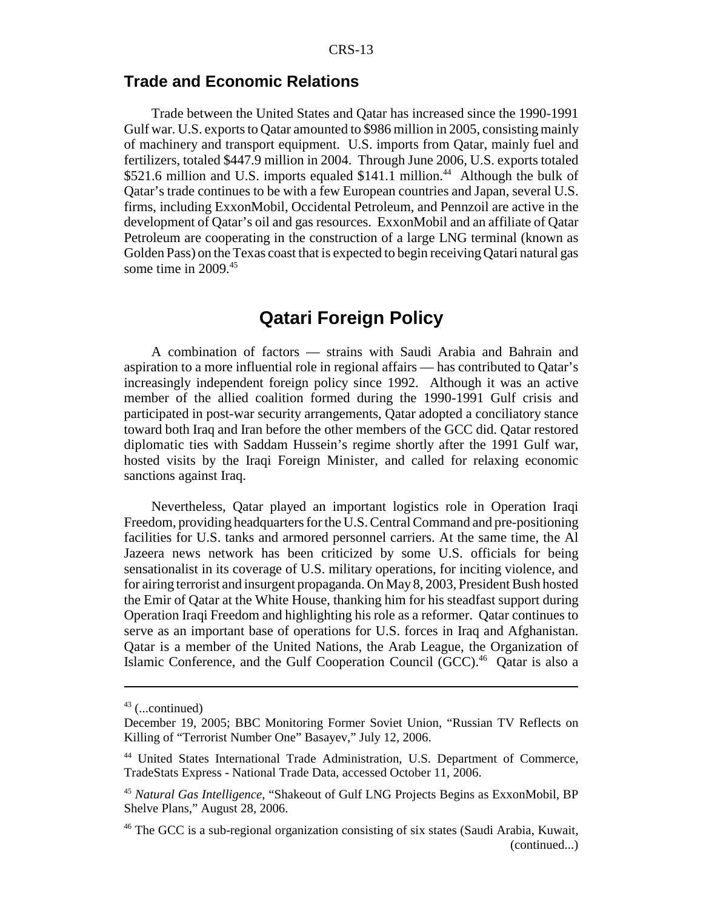## Trade and Economic Relations

Trade between the United States and Qatar has increased since the 1990-1991 Gulf war. U.S. exports to Qatar amounted to $986 million in 2005, consisting mainly of machinery and transport equipment. U.S. imports from Qatar, mainly fuel and fertilizers, totaled $447.9 million in 2004. Through June 2006, U.S. exports totaled $521.6 million and U.S. imports equaled $141.1 million.[44] Although the bulk of Qatar's trade continues to be with a few European countries and Japan, several U.S. firms, including ExxonMobil, Occidental Petroleum, and Pennzoil are active in the development of Qatar's oil and gas resources. ExxonMobil and an affiliate of Qatar Petroleum are cooperating in the construction of a large LNG terminal (known as Golden Pass) on the Texas coast that is expected to begin receiving Qatari natural gas some time in 2009.[45]

# Qatari Foreign Policy

A combination of factors — strains with Saudi Arabia and Bahrain and aspiration to a more influential role in regional affairs — has contributed to Qatar's increasingly independent foreign policy since 1992. Although it was an active member of the allied coalition formed during the 1990-1991 Gulf crisis and participated in post-war security arrangements, Qatar adopted a conciliatory stance toward both Iraq and Iran before the other members of the GCC did. Qatar restored diplomatic ties with Saddam Hussein's regime shortly after the 1991 Gulf war, hosted visits by the Iraqi Foreign Minister, and called for relaxing economic sanctions against Iraq.

Nevertheless, Qatar played an important logistics role in Operation Iraqi Freedom, providing headquarters for the U.S. Central Command and pre-positioning facilities for U.S. tanks and armored personnel carriers. At the same time, the Al Jazeera news network has been criticized by some U.S. officials for being sensationalist in its coverage of U.S. military operations, for inciting violence, and for airing terrorist and insurgent propaganda. On May 8, 2003, President Bush hosted the Emir of Qatar at the White House, thanking him for his steadfast support during Operation Iraqi Freedom and highlighting his role as a reformer. Qatar continues to serve as an important base of operations for U.S. forces in Iraq and Afghanistan. Qatar is a member of the United Nations, the Arab League, the Organization of Islamic Conference, and the Gulf Cooperation Council (GCC).[46] Qatar is also a

---

[43] (...continued)
December 19, 2005; BBC Monitoring Former Soviet Union, "Russian TV Reflects on Killing of "Terrorist Number One" Basayev," July 12, 2006.

[44] United States International Trade Administration, U.S. Department of Commerce, TradeStats Express - National Trade Data, accessed October 11, 2006.

[45] *Natural Gas Intelligence*, "Shakeout of Gulf LNG Projects Begins as ExxonMobil, BP Shelve Plans," August 28, 2006.

[46] The GCC is a sub-regional organization consisting of six states (Saudi Arabia, Kuwait, (continued...)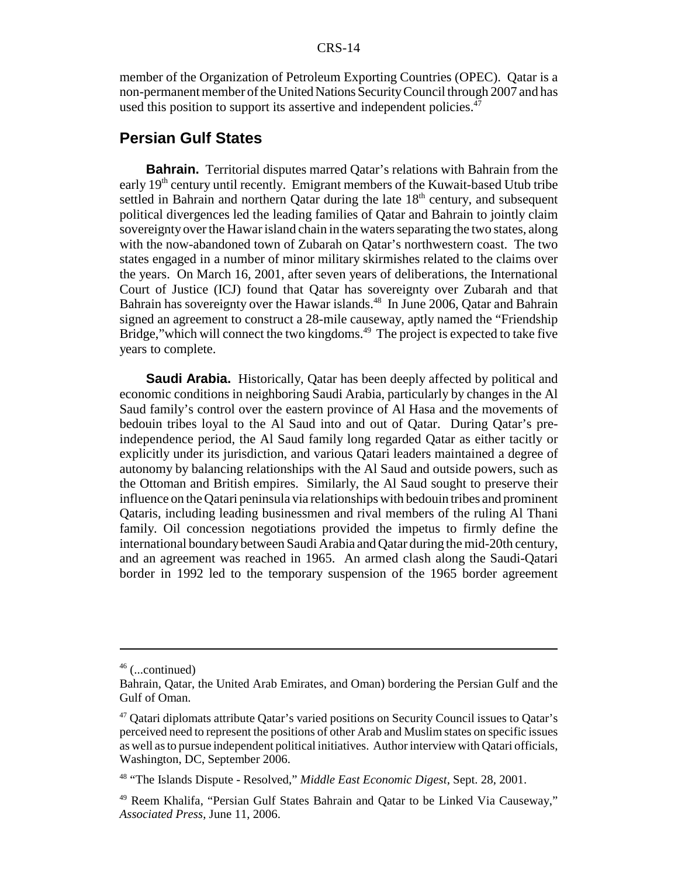member of the Organization of Petroleum Exporting Countries (OPEC). Qatar is a non-permanent member of the United Nations Security Council through 2007 and has used this position to support its assertive and independent policies.[47]

## Persian Gulf States

**Bahrain.** Territorial disputes marred Qatar's relations with Bahrain from the early 19th century until recently. Emigrant members of the Kuwait-based Utub tribe settled in Bahrain and northern Qatar during the late 18th century, and subsequent political divergences led the leading families of Qatar and Bahrain to jointly claim sovereignty over the Hawar island chain in the waters separating the two states, along with the now-abandoned town of Zubarah on Qatar's northwestern coast. The two states engaged in a number of minor military skirmishes related to the claims over the years. On March 16, 2001, after seven years of deliberations, the International Court of Justice (ICJ) found that Qatar has sovereignty over Zubarah and that Bahrain has sovereignty over the Hawar islands.[48] In June 2006, Qatar and Bahrain signed an agreement to construct a 28-mile causeway, aptly named the "Friendship Bridge,"which will connect the two kingdoms.[49] The project is expected to take five years to complete.

**Saudi Arabia.** Historically, Qatar has been deeply affected by political and economic conditions in neighboring Saudi Arabia, particularly by changes in the Al Saud family's control over the eastern province of Al Hasa and the movements of bedouin tribes loyal to the Al Saud into and out of Qatar. During Qatar's pre-independence period, the Al Saud family long regarded Qatar as either tacitly or explicitly under its jurisdiction, and various Qatari leaders maintained a degree of autonomy by balancing relationships with the Al Saud and outside powers, such as the Ottoman and British empires. Similarly, the Al Saud sought to preserve their influence on the Qatari peninsula via relationships with bedouin tribes and prominent Qataris, including leading businessmen and rival members of the ruling Al Thani family. Oil concession negotiations provided the impetus to firmly define the international boundary between Saudi Arabia and Qatar during the mid-20th century, and an agreement was reached in 1965. An armed clash along the Saudi-Qatari border in 1992 led to the temporary suspension of the 1965 border agreement

---

[46] (...continued)
Bahrain, Qatar, the United Arab Emirates, and Oman) bordering the Persian Gulf and the Gulf of Oman.

[47] Qatari diplomats attribute Qatar's varied positions on Security Council issues to Qatar's perceived need to represent the positions of other Arab and Muslim states on specific issues as well as to pursue independent political initiatives. Author interview with Qatari officials, Washington, DC, September 2006.

[48] "The Islands Dispute - Resolved," *Middle East Economic Digest*, Sept. 28, 2001.

[49] Reem Khalifa, "Persian Gulf States Bahrain and Qatar to be Linked Via Causeway," *Associated Press*, June 11, 2006.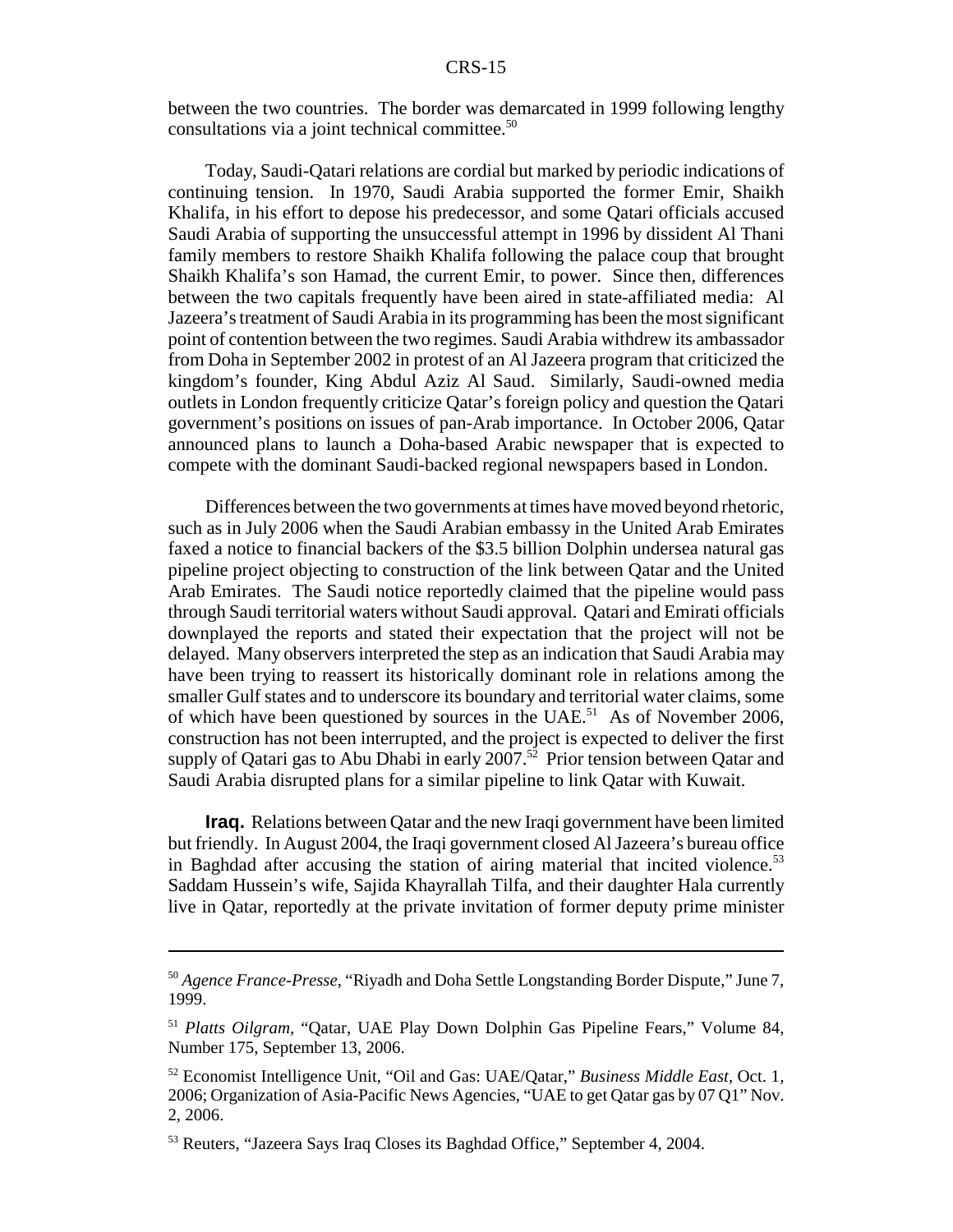between the two countries. The border was demarcated in 1999 following lengthy consultations via a joint technical committee.[50]

Today, Saudi-Qatari relations are cordial but marked by periodic indications of continuing tension. In 1970, Saudi Arabia supported the former Emir, Shaikh Khalifa, in his effort to depose his predecessor, and some Qatari officials accused Saudi Arabia of supporting the unsuccessful attempt in 1996 by dissident Al Thani family members to restore Shaikh Khalifa following the palace coup that brought Shaikh Khalifa's son Hamad, the current Emir, to power. Since then, differences between the two capitals frequently have been aired in state-affiliated media: Al Jazeera's treatment of Saudi Arabia in its programming has been the most significant point of contention between the two regimes. Saudi Arabia withdrew its ambassador from Doha in September 2002 in protest of an Al Jazeera program that criticized the kingdom's founder, King Abdul Aziz Al Saud. Similarly, Saudi-owned media outlets in London frequently criticize Qatar's foreign policy and question the Qatari government's positions on issues of pan-Arab importance. In October 2006, Qatar announced plans to launch a Doha-based Arabic newspaper that is expected to compete with the dominant Saudi-backed regional newspapers based in London.

Differences between the two governments at times have moved beyond rhetoric, such as in July 2006 when the Saudi Arabian embassy in the United Arab Emirates faxed a notice to financial backers of the $3.5 billion Dolphin undersea natural gas pipeline project objecting to construction of the link between Qatar and the United Arab Emirates. The Saudi notice reportedly claimed that the pipeline would pass through Saudi territorial waters without Saudi approval. Qatari and Emirati officials downplayed the reports and stated their expectation that the project will not be delayed. Many observers interpreted the step as an indication that Saudi Arabia may have been trying to reassert its historically dominant role in relations among the smaller Gulf states and to underscore its boundary and territorial water claims, some of which have been questioned by sources in the UAE.[51] As of November 2006, construction has not been interrupted, and the project is expected to deliver the first supply of Qatari gas to Abu Dhabi in early 2007.[52] Prior tension between Qatar and Saudi Arabia disrupted plans for a similar pipeline to link Qatar with Kuwait.

**Iraq.** Relations between Qatar and the new Iraqi government have been limited but friendly. In August 2004, the Iraqi government closed Al Jazeera's bureau office in Baghdad after accusing the station of airing material that incited violence.[53] Saddam Hussein's wife, Sajida Khayrallah Tilfa, and their daughter Hala currently live in Qatar, reportedly at the private invitation of former deputy prime minister

---

[50] *Agence France-Presse*, "Riyadh and Doha Settle Longstanding Border Dispute," June 7, 1999.

[51] *Platts Oilgram*, "Qatar, UAE Play Down Dolphin Gas Pipeline Fears," Volume 84, Number 175, September 13, 2006.

[52] Economist Intelligence Unit, "Oil and Gas: UAE/Qatar," *Business Middle East*, Oct. 1, 2006; Organization of Asia-Pacific News Agencies, "UAE to get Qatar gas by 07 Q1" Nov. 2, 2006.

[53] Reuters, "Jazeera Says Iraq Closes its Baghdad Office," September 4, 2004.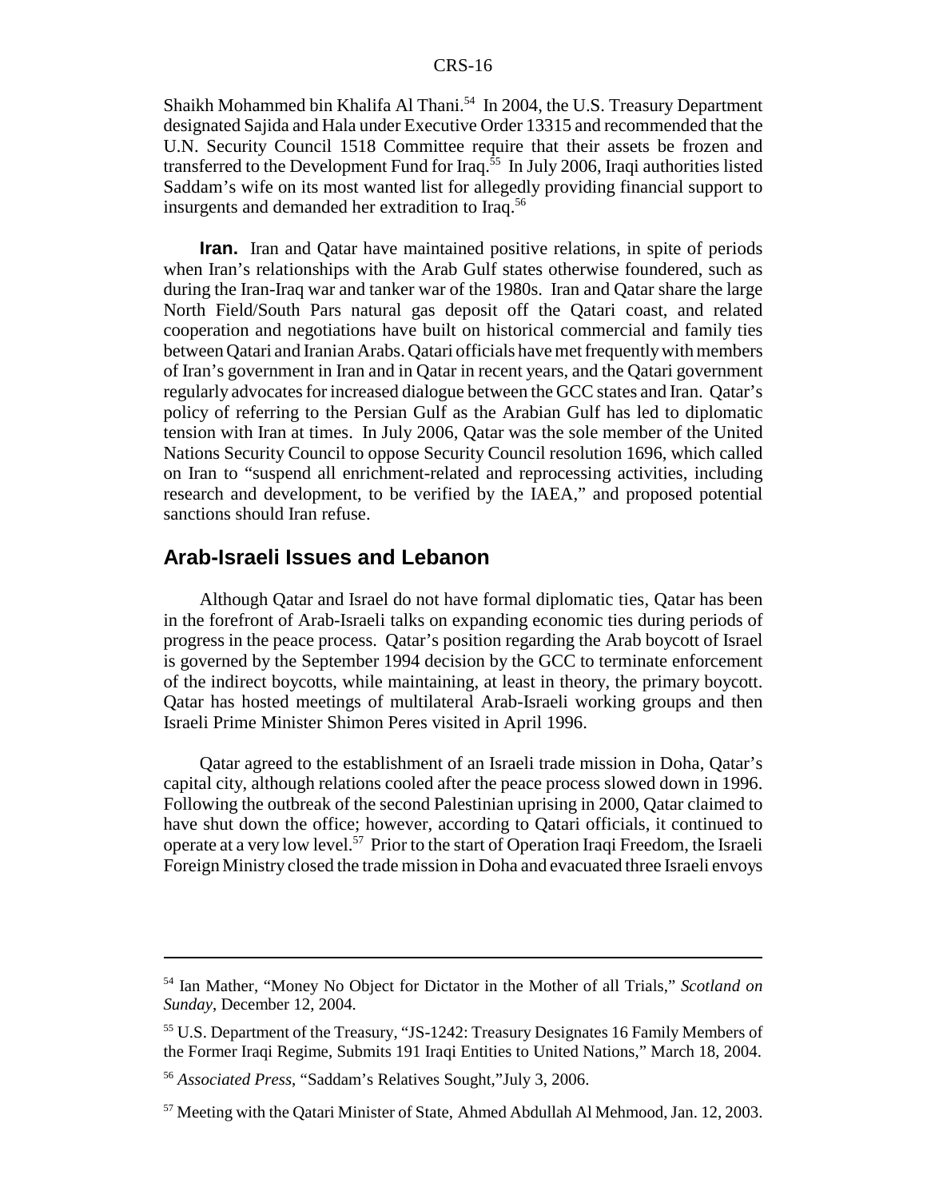Shaikh Mohammed bin Khalifa Al Thani.[54] In 2004, the U.S. Treasury Department designated Sajida and Hala under Executive Order 13315 and recommended that the U.N. Security Council 1518 Committee require that their assets be frozen and transferred to the Development Fund for Iraq.[55] In July 2006, Iraqi authorities listed Saddam's wife on its most wanted list for allegedly providing financial support to insurgents and demanded her extradition to Iraq.[56]

**Iran.** Iran and Qatar have maintained positive relations, in spite of periods when Iran's relationships with the Arab Gulf states otherwise foundered, such as during the Iran-Iraq war and tanker war of the 1980s. Iran and Qatar share the large North Field/South Pars natural gas deposit off the Qatari coast, and related cooperation and negotiations have built on historical commercial and family ties between Qatari and Iranian Arabs. Qatari officials have met frequently with members of Iran's government in Iran and in Qatar in recent years, and the Qatari government regularly advocates for increased dialogue between the GCC states and Iran. Qatar's policy of referring to the Persian Gulf as the Arabian Gulf has led to diplomatic tension with Iran at times. In July 2006, Qatar was the sole member of the United Nations Security Council to oppose Security Council resolution 1696, which called on Iran to "suspend all enrichment-related and reprocessing activities, including research and development, to be verified by the IAEA," and proposed potential sanctions should Iran refuse.

## Arab-Israeli Issues and Lebanon

Although Qatar and Israel do not have formal diplomatic ties, Qatar has been in the forefront of Arab-Israeli talks on expanding economic ties during periods of progress in the peace process. Qatar's position regarding the Arab boycott of Israel is governed by the September 1994 decision by the GCC to terminate enforcement of the indirect boycotts, while maintaining, at least in theory, the primary boycott. Qatar has hosted meetings of multilateral Arab-Israeli working groups and then Israeli Prime Minister Shimon Peres visited in April 1996.

Qatar agreed to the establishment of an Israeli trade mission in Doha, Qatar's capital city, although relations cooled after the peace process slowed down in 1996. Following the outbreak of the second Palestinian uprising in 2000, Qatar claimed to have shut down the office; however, according to Qatari officials, it continued to operate at a very low level.[57] Prior to the start of Operation Iraqi Freedom, the Israeli Foreign Ministry closed the trade mission in Doha and evacuated three Israeli envoys

---

[54] Ian Mather, "Money No Object for Dictator in the Mother of all Trials," *Scotland on Sunday*, December 12, 2004.

[55] U.S. Department of the Treasury, "JS-1242: Treasury Designates 16 Family Members of the Former Iraqi Regime, Submits 191 Iraqi Entities to United Nations," March 18, 2004.

[56] *Associated Press*, "Saddam's Relatives Sought,"July 3, 2006.

[57] Meeting with the Qatari Minister of State, Ahmed Abdullah Al Mehmood, Jan. 12, 2003.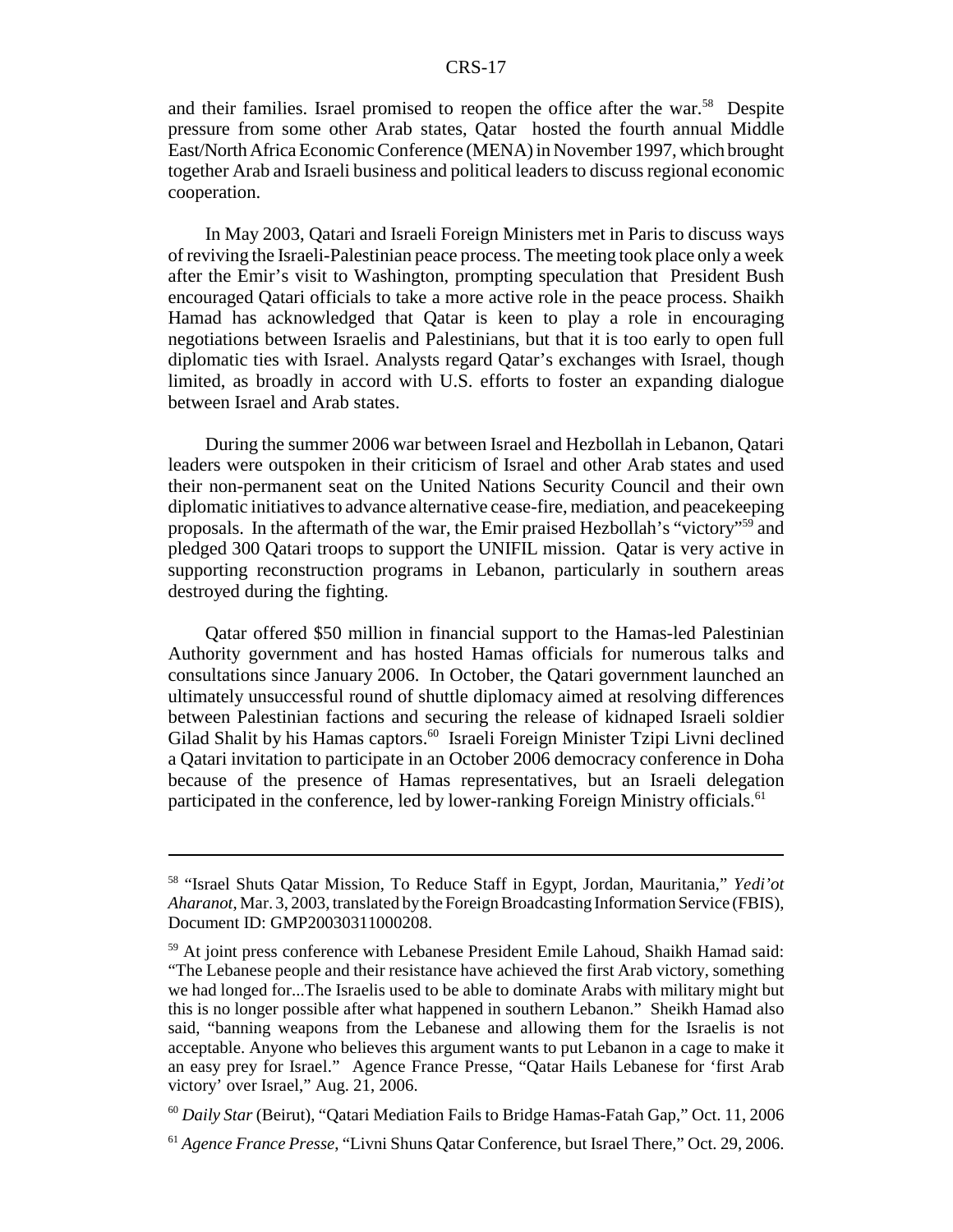and their families. Israel promised to reopen the office after the war.[58] Despite pressure from some other Arab states, Qatar hosted the fourth annual Middle East/North Africa Economic Conference (MENA) in November 1997, which brought together Arab and Israeli business and political leaders to discuss regional economic cooperation.

In May 2003, Qatari and Israeli Foreign Ministers met in Paris to discuss ways of reviving the Israeli-Palestinian peace process. The meeting took place only a week after the Emir's visit to Washington, prompting speculation that President Bush encouraged Qatari officials to take a more active role in the peace process. Shaikh Hamad has acknowledged that Qatar is keen to play a role in encouraging negotiations between Israelis and Palestinians, but that it is too early to open full diplomatic ties with Israel. Analysts regard Qatar's exchanges with Israel, though limited, as broadly in accord with U.S. efforts to foster an expanding dialogue between Israel and Arab states.

During the summer 2006 war between Israel and Hezbollah in Lebanon, Qatari leaders were outspoken in their criticism of Israel and other Arab states and used their non-permanent seat on the United Nations Security Council and their own diplomatic initiatives to advance alternative cease-fire, mediation, and peacekeeping proposals. In the aftermath of the war, the Emir praised Hezbollah's "victory"[59] and pledged 300 Qatari troops to support the UNIFIL mission. Qatar is very active in supporting reconstruction programs in Lebanon, particularly in southern areas destroyed during the fighting.

Qatar offered $50 million in financial support to the Hamas-led Palestinian Authority government and has hosted Hamas officials for numerous talks and consultations since January 2006. In October, the Qatari government launched an ultimately unsuccessful round of shuttle diplomacy aimed at resolving differences between Palestinian factions and securing the release of kidnaped Israeli soldier Gilad Shalit by his Hamas captors.[60] Israeli Foreign Minister Tzipi Livni declined a Qatari invitation to participate in an October 2006 democracy conference in Doha because of the presence of Hamas representatives, but an Israeli delegation participated in the conference, led by lower-ranking Foreign Ministry officials.[61]

---

[58] "Israel Shuts Qatar Mission, To Reduce Staff in Egypt, Jordan, Mauritania," *Yedi'ot Aharanot*, Mar. 3, 2003, translated by the Foreign Broadcasting Information Service (FBIS), Document ID: GMP20030311000208.

[59] At joint press conference with Lebanese President Emile Lahoud, Shaikh Hamad said: "The Lebanese people and their resistance have achieved the first Arab victory, something we had longed for...The Israelis used to be able to dominate Arabs with military might but this is no longer possible after what happened in southern Lebanon." Sheikh Hamad also said, "banning weapons from the Lebanese and allowing them for the Israelis is not acceptable. Anyone who believes this argument wants to put Lebanon in a cage to make it an easy prey for Israel." Agence France Presse, "Qatar Hails Lebanese for 'first Arab victory' over Israel," Aug. 21, 2006.

[60] *Daily Star* (Beirut), "Qatari Mediation Fails to Bridge Hamas-Fatah Gap," Oct. 11, 2006

[61] *Agence France Presse*, "Livni Shuns Qatar Conference, but Israel There," Oct. 29, 2006.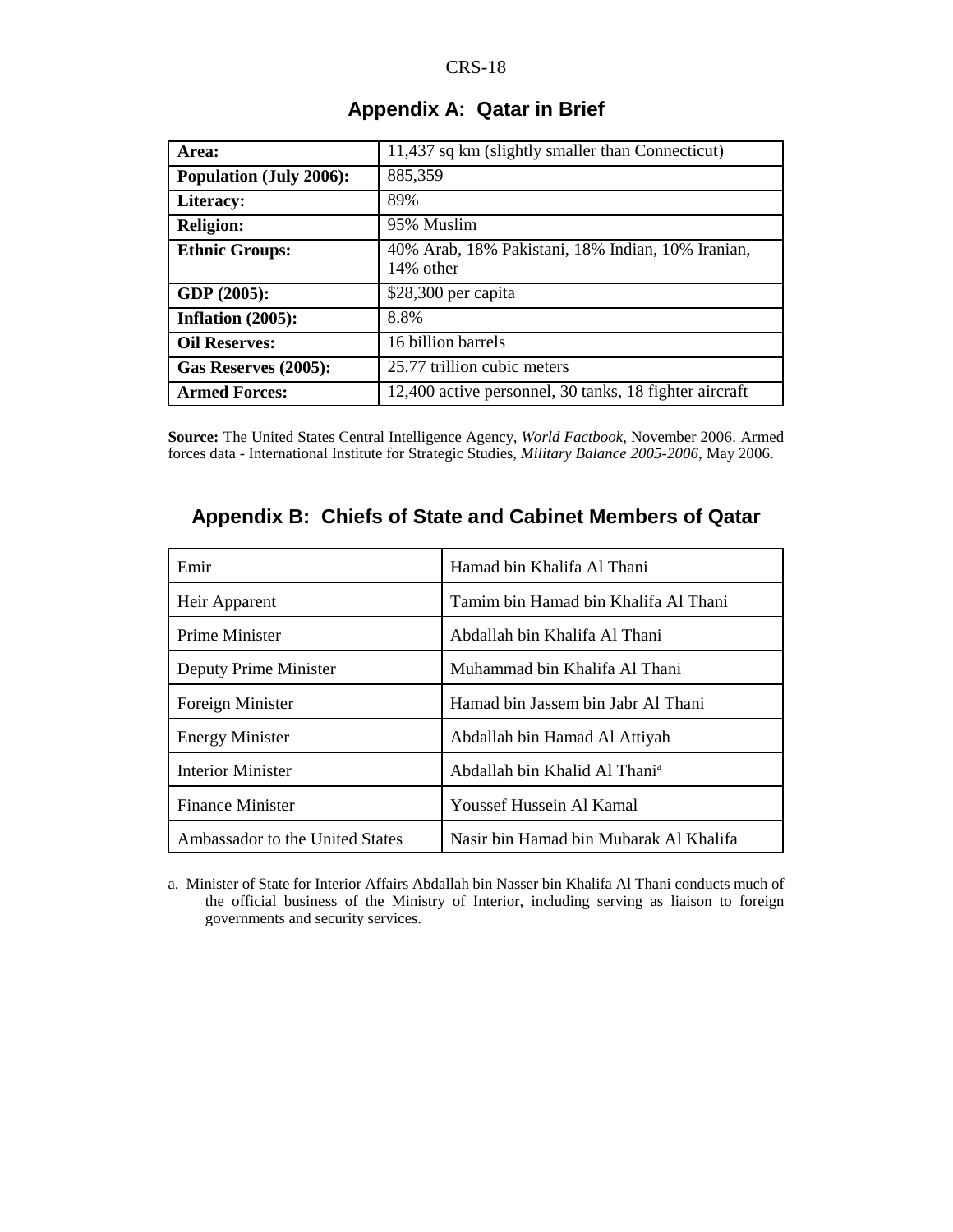## Appendix A: Qatar in Brief

| | |
|---|---|
| **Area:** | 11,437 sq km (slightly smaller than Connecticut) |
| **Population (July 2006):** | 885,359 |
| **Literacy:** | 89% |
| **Religion:** | 95% Muslim |
| **Ethnic Groups:** | 40% Arab, 18% Pakistani, 18% Indian, 10% Iranian, 14% other |
| **GDP (2005):** | $28,300 per capita |
| **Inflation (2005):** | 8.8% |
| **Oil Reserves:** | 16 billion barrels |
| **Gas Reserves (2005):** | 25.77 trillion cubic meters |
| **Armed Forces:** | 12,400 active personnel, 30 tanks, 18 fighter aircraft |

**Source:** The United States Central Intelligence Agency, *World Factbook*, November 2006. Armed forces data - International Institute for Strategic Studies, *Military Balance 2005-2006*, May 2006.

## Appendix B: Chiefs of State and Cabinet Members of Qatar

| | |
|---|---|
| Emir | Hamad bin Khalifa Al Thani |
| Heir Apparent | Tamim bin Hamad bin Khalifa Al Thani |
| Prime Minister | Abdallah bin Khalifa Al Thani |
| Deputy Prime Minister | Muhammad bin Khalifa Al Thani |
| Foreign Minister | Hamad bin Jassem bin Jabr Al Thani |
| Energy Minister | Abdallah bin Hamad Al Attiyah |
| Interior Minister | Abdallah bin Khalid Al Thani[a] |
| Finance Minister | Youssef Hussein Al Kamal |
| Ambassador to the United States | Nasir bin Hamad bin Mubarak Al Khalifa |

a. Minister of State for Interior Affairs Abdallah bin Nasser bin Khalifa Al Thani conducts much of the official business of the Ministry of Interior, including serving as liaison to foreign governments and security services.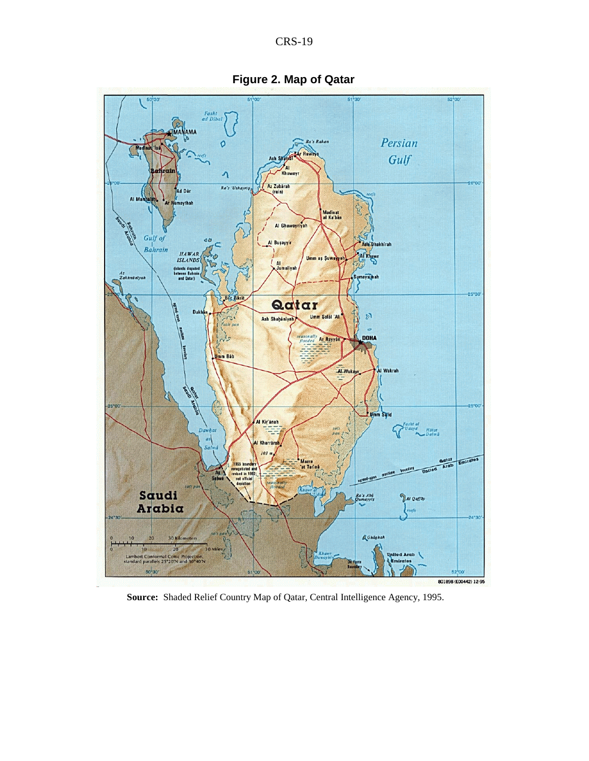**Figure 2. Map of Qatar**

**Source:** Shaded Relief Country Map of Qatar, Central Intelligence Agency, 1995.